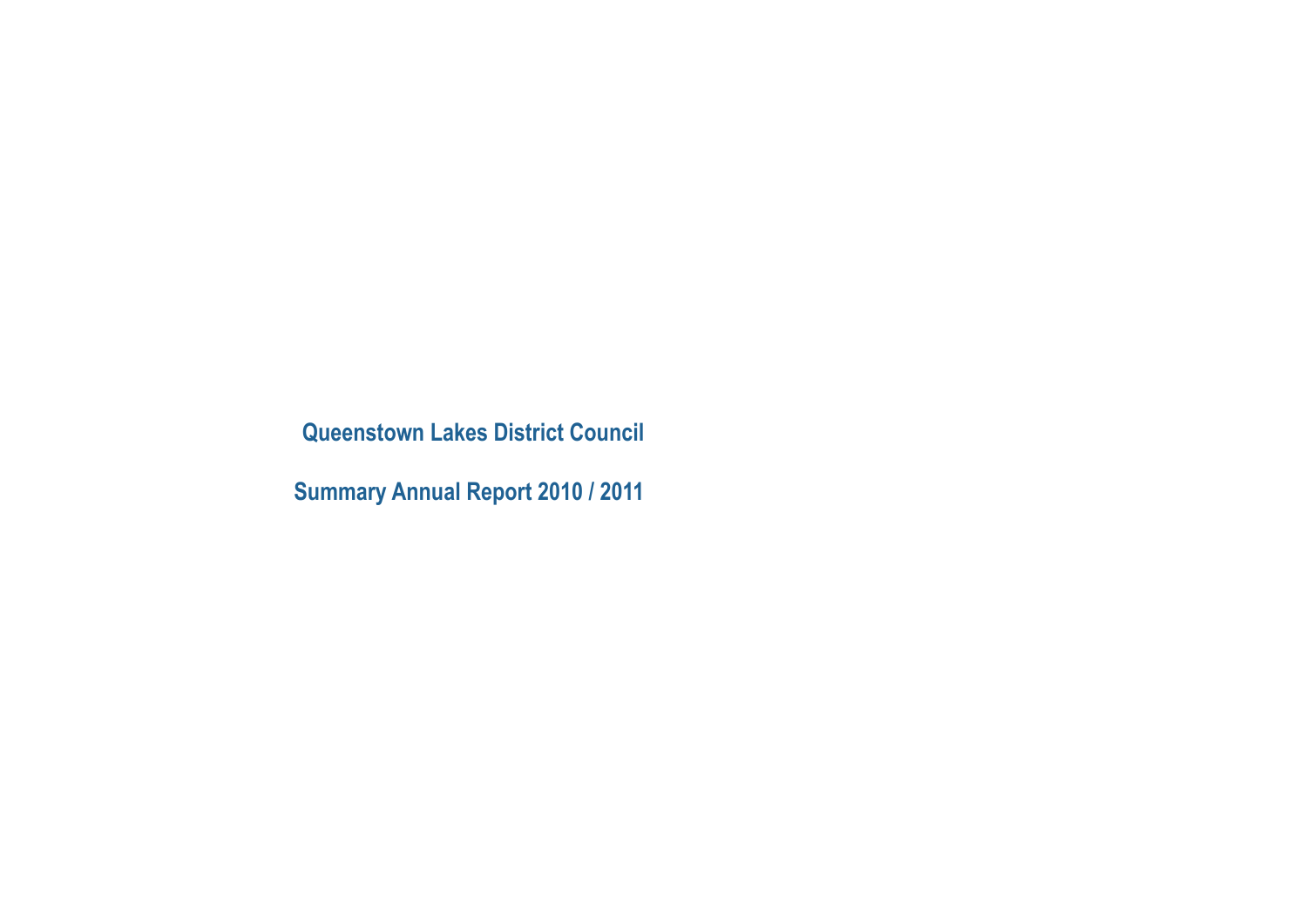# Queenstown Lakes District Council

## Summary Annual Report 2010 / 2011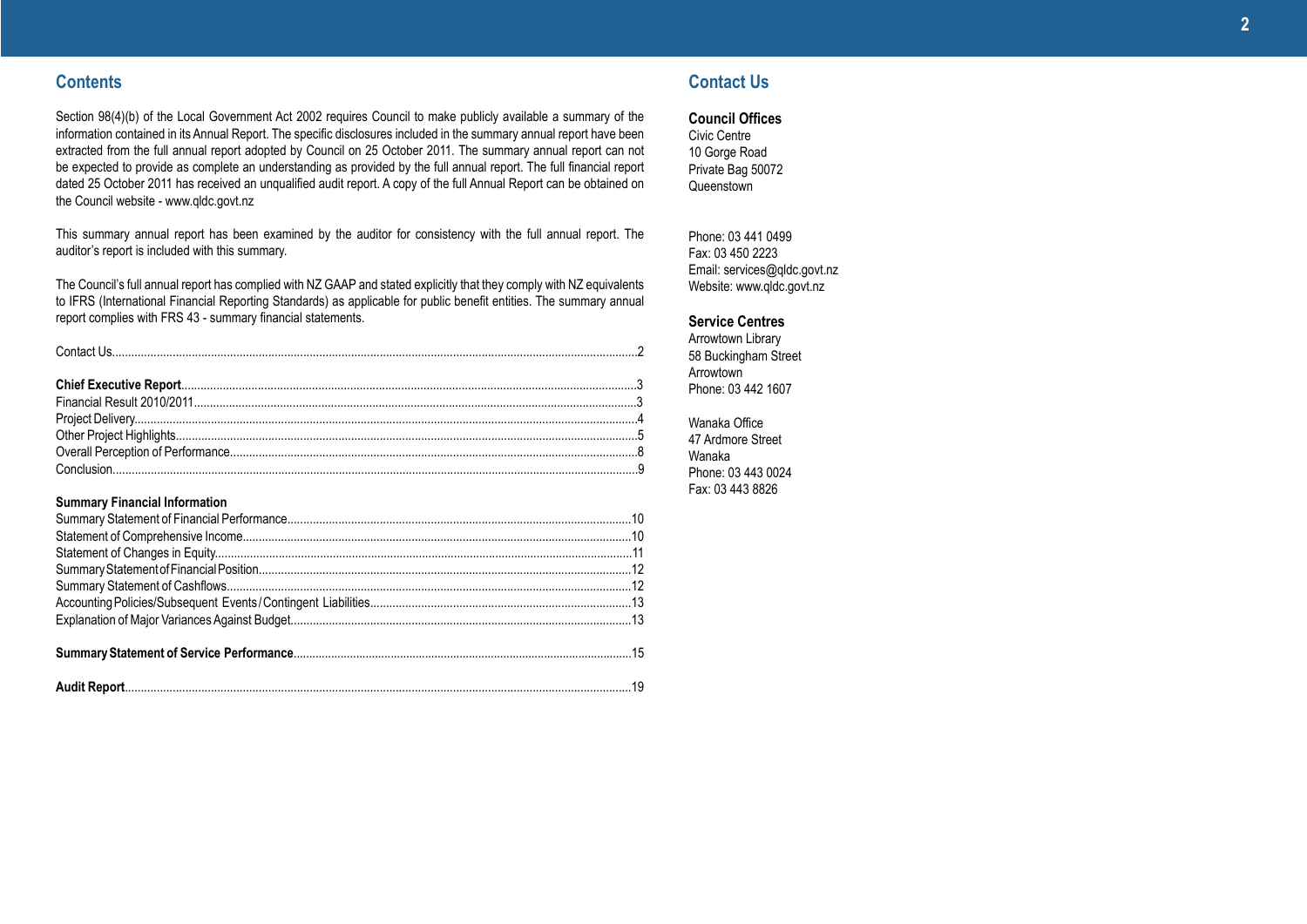## Contents

Section 98(4)(b) of the Local Government Act 2002 requires Council to make publicly available a summary of the information contained in its Annual Report. The specific disclosures included in the summary annual report have been extracted from the full annual report adopted by Council on 25 October 2011. The summary annual report can not be expected to provide as complete an understanding as provided by the full annual report. The full financial report dated 25 October 2011 has received an unqualified audit report. A copy of the full Annual Report can be obtained on the Council website - www.qldc.govt.nz

This summary annual report has been examined by the auditor for consistency with the full annual report. The auditor's report is included with this summary.

The Council's full annual report has complied with NZ GAAP and stated explicitly that they comply with NZ equivalents to IFRS (International Financial Reporting Standards) as applicable for public benefit entities. The summary annual report complies with FRS 43 - summary financial statements.

Contact Us....2

**Chief Executive Report**....3
Financial Result 2010/2011....3
Project Delivery....4
Other Project Highlights....5
Overall Perception of Performance....8
Conclusion....9

**Summary Financial Information**
Summary Statement of Financial Performance....10
Statement of Comprehensive Income....10
Statement of Changes in Equity....11
Summary Statement of Financial Position....12
Summary Statement of Cashflows....12
Accounting Policies/Subsequent Events/Contingent Liabilities....13
Explanation of Major Variances Against Budget....13

**Summary Statement of Service Performance**....15

**Audit Report**....19

## Contact Us

### Council Offices

Civic Centre
10 Gorge Road
Private Bag 50072
Queenstown

Phone: 03 441 0499
Fax: 03 450 2223
Email: services@qldc.govt.nz
Website: www.qldc.govt.nz

### Service Centres

Arrowtown Library
58 Buckingham Street
Arrowtown
Phone: 03 442 1607

Wanaka Office
47 Ardmore Street
Wanaka
Phone: 03 443 0024
Fax: 03 443 8826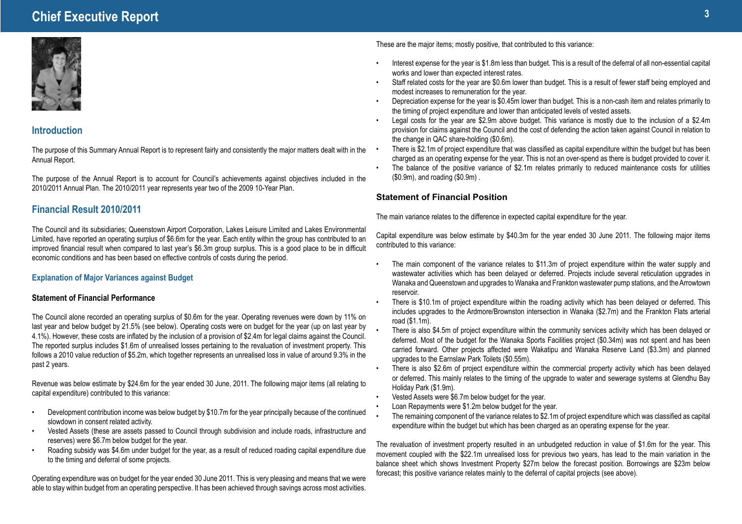# Chief Executive Report

## Introduction

The purpose of this Summary Annual Report is to represent fairly and consistently the major matters dealt with in the Annual Report.

The purpose of the Annual Report is to account for Council's achievements against objectives included in the 2010/2011 Annual Plan. The 2010/2011 year represents year two of the 2009 10-Year Plan.

## Financial Result 2010/2011

The Council and its subsidiaries; Queenstown Airport Corporation, Lakes Leisure Limited and Lakes Environmental Limited, have reported an operating surplus of $6.6m for the year. Each entity within the group has contributed to an improved financial result when compared to last year's $6.3m group surplus. This is a good place to be in difficult economic conditions and has been based on effective controls of costs during the period.

### Explanation of Major Variances against Budget

#### Statement of Financial Performance

The Council alone recorded an operating surplus of $0.6m for the year. Operating revenues were down by 11% on last year and below budget by 21.5% (see below). Operating costs were on budget for the year (up on last year by 4.1%). However, these costs are inflated by the inclusion of a provision of $2.4m for legal claims against the Council. The reported surplus includes $1.6m of unrealised losses pertaining to the revaluation of investment property. This follows a 2010 value reduction of $5.2m, which together represents an unrealised loss in value of around 9.3% in the past 2 years.

Revenue was below estimate by $24.6m for the year ended 30 June, 2011. The following major items (all relating to capital expenditure) contributed to this variance:

- Development contribution income was below budget by $10.7m for the year principally because of the continued slowdown in consent related activity.
- Vested Assets (these are assets passed to Council through subdivision and include roads, infrastructure and reserves) were $6.7m below budget for the year.
- Roading subsidy was $4.6m under budget for the year, as a result of reduced roading capital expenditure due to the timing and deferral of some projects.

Operating expenditure was on budget for the year ended 30 June 2011. This is very pleasing and means that we were able to stay within budget from an operating perspective. It has been achieved through savings across most activities.

These are the major items; mostly positive, that contributed to this variance:

- Interest expense for the year is $1.8m less than budget. This is a result of the deferral of all non-essential capital works and lower than expected interest rates.
- Staff related costs for the year are $0.6m lower than budget. This is a result of fewer staff being employed and modest increases to remuneration for the year.
- Depreciation expense for the year is $0.45m lower than budget. This is a non-cash item and relates primarily to the timing of project expenditure and lower than anticipated levels of vested assets.
- Legal costs for the year are $2.9m above budget. This variance is mostly due to the inclusion of a $2.4m provision for claims against the Council and the cost of defending the action taken against Council in relation to the change in QAC share-holding ($0.6m).
- There is $2.1m of project expenditure that was classified as capital expenditure within the budget but has been charged as an operating expense for the year. This is not an over-spend as there is budget provided to cover it.
- The balance of the positive variance of $2.1m relates primarily to reduced maintenance costs for utilities ($0.9m), and roading ($0.9m) .

#### Statement of Financial Position

The main variance relates to the difference in expected capital expenditure for the year.

Capital expenditure was below estimate by $40.3m for the year ended 30 June 2011. The following major items contributed to this variance:

- The main component of the variance relates to $11.3m of project expenditure within the water supply and wastewater activities which has been delayed or deferred. Projects include several reticulation upgrades in Wanaka and Queenstown and upgrades to Wanaka and Frankton wastewater pump stations, and the Arrowtown reservoir.
- There is $10.1m of project expenditure within the roading activity which has been delayed or deferred. This includes upgrades to the Ardmore/Brownston intersection in Wanaka ($2.7m) and the Frankton Flats arterial road ($1.1m).
- There is also $4.5m of project expenditure within the community services activity which has been delayed or deferred. Most of the budget for the Wanaka Sports Facilities project ($0.34m) was not spent and has been carried forward. Other projects affected were Wakatipu and Wanaka Reserve Land ($3.3m) and planned upgrades to the Earnslaw Park Toilets ($0.55m).
- There is also $2.6m of project expenditure within the commercial property activity which has been delayed or deferred. This mainly relates to the timing of the upgrade to water and sewerage systems at Glendhu Bay Holiday Park ($1.9m).
- Vested Assets were $6.7m below budget for the year.
- Loan Repayments were $1.2m below budget for the year.
- The remaining component of the variance relates to $2.1m of project expenditure which was classified as capital expenditure within the budget but which has been charged as an operating expense for the year.

The revaluation of investment property resulted in an unbudgeted reduction in value of $1.6m for the year. This movement coupled with the $22.1m unrealised loss for previous two years, has lead to the main variation in the balance sheet which shows Investment Property $27m below the forecast position. Borrowings are $23m below forecast; this positive variance relates mainly to the deferral of capital projects (see above).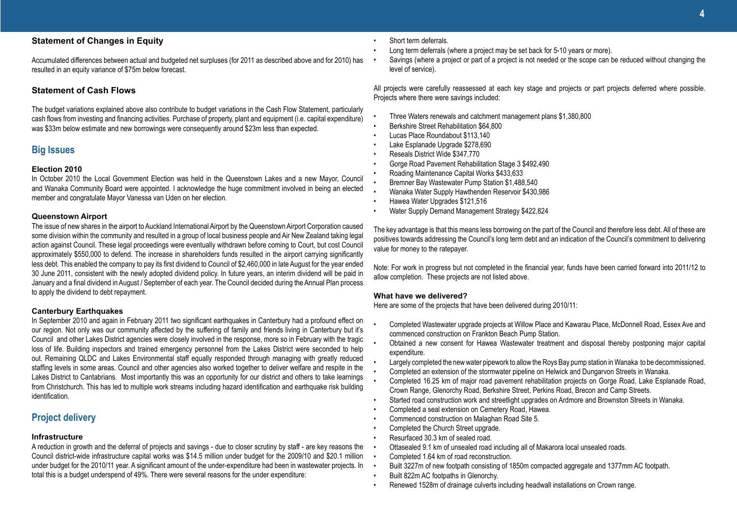### Statement of Changes in Equity

Accumulated differences between actual and budgeted net surpluses (for 2011 as described above and for 2010) has resulted in an equity variance of $75m below forecast.

### Statement of Cash Flows

The budget variations explained above also contribute to budget variations in the Cash Flow Statement, particularly cash flows from investing and financing activities. Purchase of property, plant and equipment (i.e. capital expenditure) was $33m below estimate and new borrowings were consequently around $23m less than expected.

## Big Issues

**Election 2010**

In October 2010 the Local Government Election was held in the Queenstown Lakes and a new Mayor, Council and Wanaka Community Board were appointed. I acknowledge the huge commitment involved in being an elected member and congratulate Mayor Vanessa van Uden on her election.

**Queenstown Airport**

The issue of new shares in the airport to Auckland International Airport by the Queenstown Airport Corporation caused some division within the community and resulted in a group of local business people and Air New Zealand taking legal action against Council. These legal proceedings were eventually withdrawn before coming to Court, but cost Council approximately $550,000 to defend. The increase in shareholders funds resulted in the airport carrying significantly less debt. This enabled the company to pay its first dividend to Council of $2,460,000 in late August for the year ended 30 June 2011, consistent with the newly adopted dividend policy. In future years, an interim dividend will be paid in January and a final dividend in August / September of each year. The Council decided during the Annual Plan process to apply the dividend to debt repayment.

**Canterbury Earthquakes**

In September 2010 and again in February 2011 two significant earthquakes in Canterbury had a profound effect on our region. Not only was our community affected by the suffering of family and friends living in Canterbury but it's Council and other Lakes District agencies were closely involved in the response, more so in February with the tragic loss of life. Building inspectors and trained emergency personnel from the Lakes District were seconded to help out. Remaining QLDC and Lakes Environmental staff equally responded through managing with greatly reduced staffing levels in some areas. Council and other agencies also worked together to deliver welfare and respite in the Lakes District to Cantabrians. Most importantly this was an opportunity for our district and others to take learnings from Christchurch. This has led to multiple work streams including hazard identification and earthquake risk building identification.

## Project delivery

**Infrastructure**

A reduction in growth and the deferral of projects and savings - due to closer scrutiny by staff - are key reasons the Council district-wide infrastructure capital works was $14.5 million under budget for the 2009/10 and $20.1 million under budget for the 2010/11 year. A significant amount of the under-expenditure had been in wastewater projects. In total this is a budget underspend of 49%. There were several reasons for the under expenditure:

- Short term deferrals.
- Long term deferrals (where a project may be set back for 5-10 years or more).
- Savings (where a project or part of a project is not needed or the scope can be reduced without changing the level of service).

All projects were carefully reassessed at each key stage and projects or part projects deferred where possible. Projects where there were savings included:

- Three Waters renewals and catchment management plans $1,380,800
- Berkshire Street Rehabilitation $64,800
- Lucas Place Roundabout $113,140
- Lake Esplanade Upgrade $278,690
- Reseals District Wide $347,770
- Gorge Road Pavement Rehabilitation Stage 3 $492,490
- Roading Maintenance Capital Works $433,633
- Bremner Bay Wastewater Pump Station $1,488,540
- Wanaka Water Supply Hawthenden Reservoir $430,986
- Hawea Water Upgrades $121,516
- Water Supply Demand Management Strategy $422,824

The key advantage is that this means less borrowing on the part of the Council and therefore less debt. All of these are positives towards addressing the Council's long term debt and an indication of the Council's commitment to delivering value for money to the ratepayer.

Note: For work in progress but not completed in the financial year, funds have been carried forward into 2011/12 to allow completion. These projects are not listed above.

**What have we delivered?**

Here are some of the projects that have been delivered during 2010/11:

- Completed Wastewater upgrade projects at Willow Place and Kawarau Place, McDonnell Road, Essex Ave and commenced construction on Frankton Beach Pump Station.
- Obtained a new consent for Hawea Wastewater treatment and disposal thereby postponing major capital expenditure.
- Largely completed the new water pipework to allow the Roys Bay pump station in Wanaka to be decommissioned.
- Completed an extension of the stormwater pipeline on Helwick and Dungarvon Streets in Wanaka.
- Completed 16.25 km of major road pavement rehabilitation projects on Gorge Road, Lake Esplanade Road, Crown Range, Glenorchy Road, Berkshire Street, Perkins Road, Brecon and Camp Streets.
- Started road construction work and streetlight upgrades on Ardmore and Brownston Streets in Wanaka.
- Completed a seal extension on Cemetery Road, Hawea.
- Commenced construction on Malaghan Road Site 5.
- Completed the Church Street upgrade.
- Resurfaced 30.3 km of sealed road.
- Ottasealed 9.1 km of unsealed road including all of Makarora local unsealed roads.
- Completed 1.64 km of road reconstruction.
- Built 3227m of new footpath consisting of 1850m compacted aggregate and 1377mm AC footpath.
- Built 822m AC footpaths in Glenorchy.
- Renewed 1528m of drainage culverts including headwall installations on Crown range.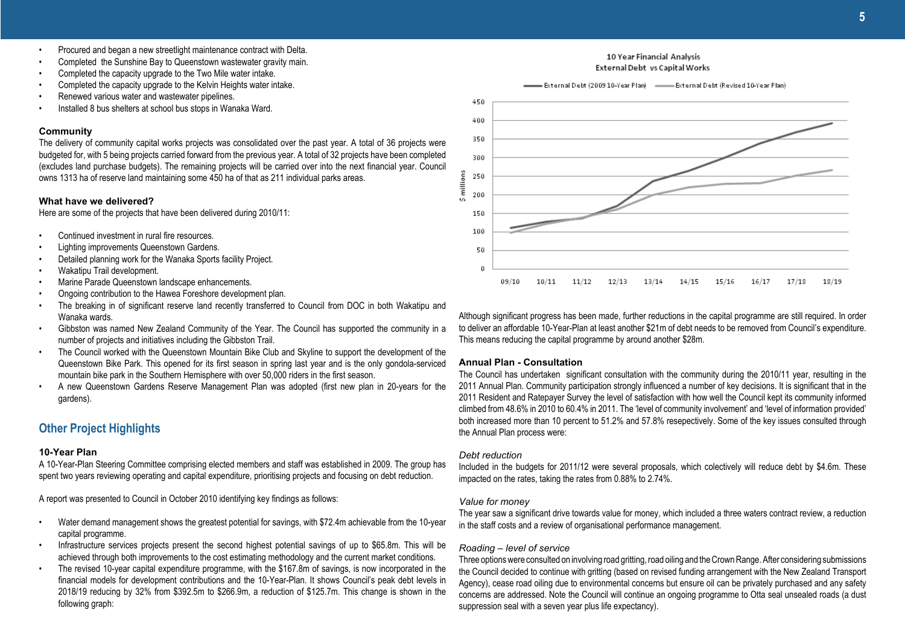- Procured and began a new streetlight maintenance contract with Delta.
- Completed the Sunshine Bay to Queenstown wastewater gravity main.
- Completed the capacity upgrade to the Two Mile water intake.
- Completed the capacity upgrade to the Kelvin Heights water intake.
- Renewed various water and wastewater pipelines.
- Installed 8 bus shelters at school bus stops in Wanaka Ward.

**Community**

The delivery of community capital works projects was consolidated over the past year. A total of 36 projects were budgeted for, with 5 being projects carried forward from the previous year. A total of 32 projects have been completed (excludes land purchase budgets). The remaining projects will be carried over into the next financial year. Council owns 1313 ha of reserve land maintaining some 450 ha of that as 211 individual parks areas.

**What have we delivered?**

Here are some of the projects that have been delivered during 2010/11:

- Continued investment in rural fire resources.
- Lighting improvements Queenstown Gardens.
- Detailed planning work for the Wanaka Sports facility Project.
- Wakatipu Trail development.
- Marine Parade Queenstown landscape enhancements.
- Ongoing contribution to the Hawea Foreshore development plan.
- The breaking in of significant reserve land recently transferred to Council from DOC in both Wakatipu and Wanaka wards.
- Gibbston was named New Zealand Community of the Year. The Council has supported the community in a number of projects and initiatives including the Gibbston Trail.
- The Council worked with the Queenstown Mountain Bike Club and Skyline to support the development of the Queenstown Bike Park. This opened for its first season in spring last year and is the only gondola-serviced mountain bike park in the Southern Hemisphere with over 50,000 riders in the first season.
- A new Queenstown Gardens Reserve Management Plan was adopted (first new plan in 20-years for the gardens).

## Other Project Highlights

**10-Year Plan**

A 10-Year-Plan Steering Committee comprising elected members and staff was established in 2009. The group has spent two years reviewing operating and capital expenditure, prioritising projects and focusing on debt reduction.

A report was presented to Council in October 2010 identifying key findings as follows:

- Water demand management shows the greatest potential for savings, with $72.4m achievable from the 10-year capital programme.
- Infrastructure services projects present the second highest potential savings of up to $65.8m. This will be achieved through both improvements to the cost estimating methodology and the current market conditions.
- The revised 10-year capital expenditure programme, with the $167.8m of savings, is now incorporated in the financial models for development contributions and the 10-Year-Plan. It shows Council's peak debt levels in 2018/19 reducing by 32% from $392.5m to $266.9m, a reduction of $125.7m. This change is shown in the following graph:

10 Year Financial Analysis
External Debt vs Capital Works

Although significant progress has been made, further reductions in the capital programme are still required. In order to deliver an affordable 10-Year-Plan at least another $21m of debt needs to be removed from Council's expenditure. This means reducing the capital programme by around another $28m.

**Annual Plan - Consultation**

The Council has undertaken significant consultation with the community during the 2010/11 year, resulting in the 2011 Annual Plan. Community participation strongly influenced a number of key decisions. It is significant that in the 2011 Resident and Ratepayer Survey the level of satisfaction with how well the Council kept its community informed climbed from 48.6% in 2010 to 60.4% in 2011. The 'level of community involvement' and 'level of information provided' both increased more than 10 percent to 51.2% and 57.8% resepectively. Some of the key issues consulted through the Annual Plan process were:

*Debt reduction*

Included in the budgets for 2011/12 were several proposals, which colectively will reduce debt by $4.6m. These impacted on the rates, taking the rates from 0.88% to 2.74%.

*Value for money*

The year saw a significant drive towards value for money, which included a three waters contract review, a reduction in the staff costs and a review of organisational performance management.

*Roading – level of service*

Three options were consulted on involving road gritting, road oiling and the Crown Range. After considering submissions the Council decided to continue with gritting (based on revised funding arrangement with the New Zealand Transport Agency), cease road oiling due to environmental concerns but ensure oil can be privately purchased and any safety concerns are addressed. Note the Council will continue an ongoing programme to Otta seal unsealed roads (a dust suppression seal with a seven year plus life expectancy).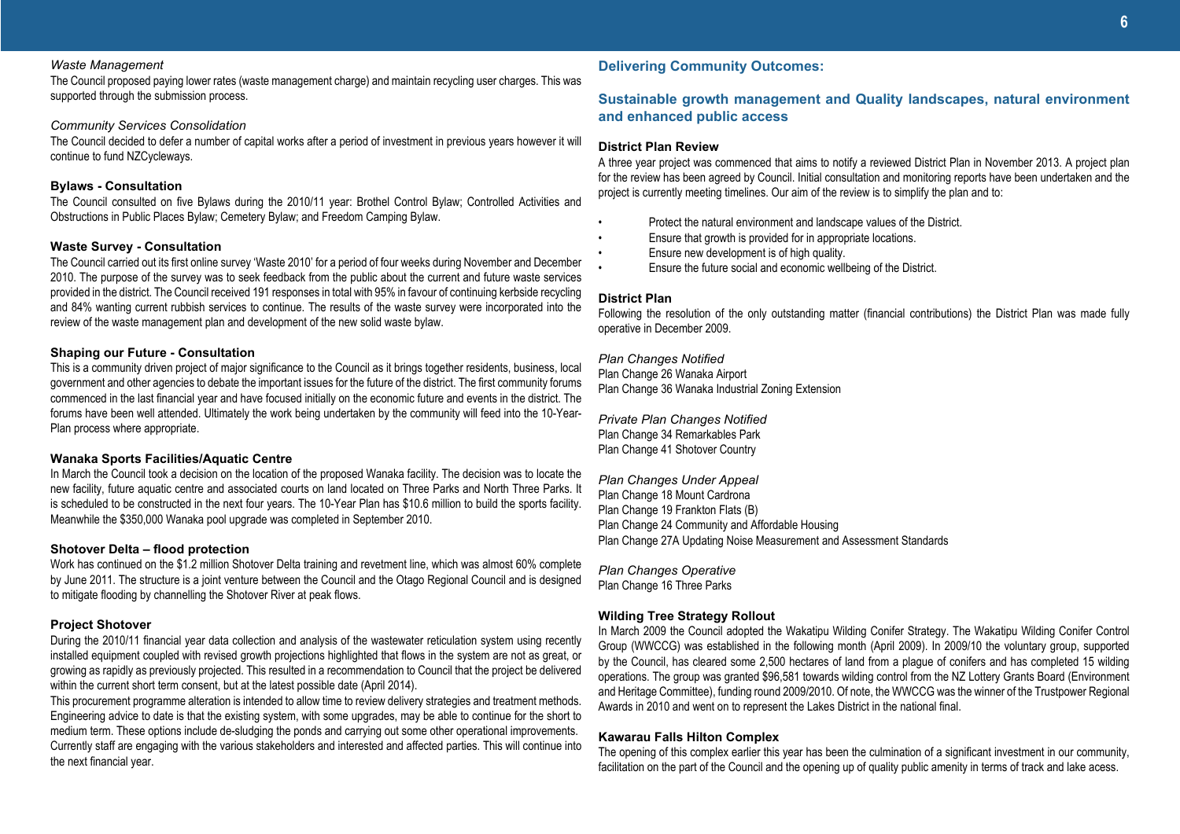*Waste Management*

The Council proposed paying lower rates (waste management charge) and maintain recycling user charges. This was supported through the submission process.

*Community Services Consolidation*

The Council decided to defer a number of capital works after a period of investment in previous years however it will continue to fund NZCycleways.

**Bylaws - Consultation**

The Council consulted on five Bylaws during the 2010/11 year: Brothel Control Bylaw; Controlled Activities and Obstructions in Public Places Bylaw; Cemetery Bylaw; and Freedom Camping Bylaw.

**Waste Survey - Consultation**

The Council carried out its first online survey 'Waste 2010' for a period of four weeks during November and December 2010. The purpose of the survey was to seek feedback from the public about the current and future waste services provided in the district. The Council received 191 responses in total with 95% in favour of continuing kerbside recycling and 84% wanting current rubbish services to continue. The results of the waste survey were incorporated into the review of the waste management plan and development of the new solid waste bylaw.

**Shaping our Future - Consultation**

This is a community driven project of major significance to the Council as it brings together residents, business, local government and other agencies to debate the important issues for the future of the district. The first community forums commenced in the last financial year and have focused initially on the economic future and events in the district. The forums have been well attended. Ultimately the work being undertaken by the community will feed into the 10-Year-Plan process where appropriate.

**Wanaka Sports Facilities/Aquatic Centre**

In March the Council took a decision on the location of the proposed Wanaka facility. The decision was to locate the new facility, future aquatic centre and associated courts on land located on Three Parks and North Three Parks. It is scheduled to be constructed in the next four years. The 10-Year Plan has $10.6 million to build the sports facility. Meanwhile the $350,000 Wanaka pool upgrade was completed in September 2010.

**Shotover Delta – flood protection**

Work has continued on the $1.2 million Shotover Delta training and revetment line, which was almost 60% complete by June 2011. The structure is a joint venture between the Council and the Otago Regional Council and is designed to mitigate flooding by channelling the Shotover River at peak flows.

**Project Shotover**

During the 2010/11 financial year data collection and analysis of the wastewater reticulation system using recently installed equipment coupled with revised growth projections highlighted that flows in the system are not as great, or growing as rapidly as previously projected. This resulted in a recommendation to Council that the project be delivered within the current short term consent, but at the latest possible date (April 2014).

This procurement programme alteration is intended to allow time to review delivery strategies and treatment methods. Engineering advice to date is that the existing system, with some upgrades, may be able to continue for the short to medium term. These options include de-sludging the ponds and carrying out some other operational improvements.

Currently staff are engaging with the various stakeholders and interested and affected parties. This will continue into the next financial year.

## Delivering Community Outcomes:

## Sustainable growth management and Quality landscapes, natural environment and enhanced public access

**District Plan Review**

A three year project was commenced that aims to notify a reviewed District Plan in November 2013. A project plan for the review has been agreed by Council. Initial consultation and monitoring reports have been undertaken and the project is currently meeting timelines. Our aim of the review is to simplify the plan and to:

- Protect the natural environment and landscape values of the District.
- Ensure that growth is provided for in appropriate locations.
- Ensure new development is of high quality.
- Ensure the future social and economic wellbeing of the District.

**District Plan**

Following the resolution of the only outstanding matter (financial contributions) the District Plan was made fully operative in December 2009.

*Plan Changes Notified*

Plan Change 26 Wanaka Airport
Plan Change 36 Wanaka Industrial Zoning Extension

*Private Plan Changes Notified*

Plan Change 34 Remarkables Park
Plan Change 41 Shotover Country

*Plan Changes Under Appeal*

Plan Change 18 Mount Cardrona
Plan Change 19 Frankton Flats (B)
Plan Change 24 Community and Affordable Housing
Plan Change 27A Updating Noise Measurement and Assessment Standards

*Plan Changes Operative*

Plan Change 16 Three Parks

**Wilding Tree Strategy Rollout**

In March 2009 the Council adopted the Wakatipu Wilding Conifer Strategy. The Wakatipu Wilding Conifer Control Group (WWCCG) was established in the following month (April 2009). In 2009/10 the voluntary group, supported by the Council, has cleared some 2,500 hectares of land from a plague of conifers and has completed 15 wilding operations. The group was granted $96,581 towards wilding control from the NZ Lottery Grants Board (Environment and Heritage Committee), funding round 2009/2010. Of note, the WWCCG was the winner of the Trustpower Regional Awards in 2010 and went on to represent the Lakes District in the national final.

**Kawarau Falls Hilton Complex**

The opening of this complex earlier this year has been the culmination of a significant investment in our community, facilitation on the part of the Council and the opening up of quality public amenity in terms of track and lake acess.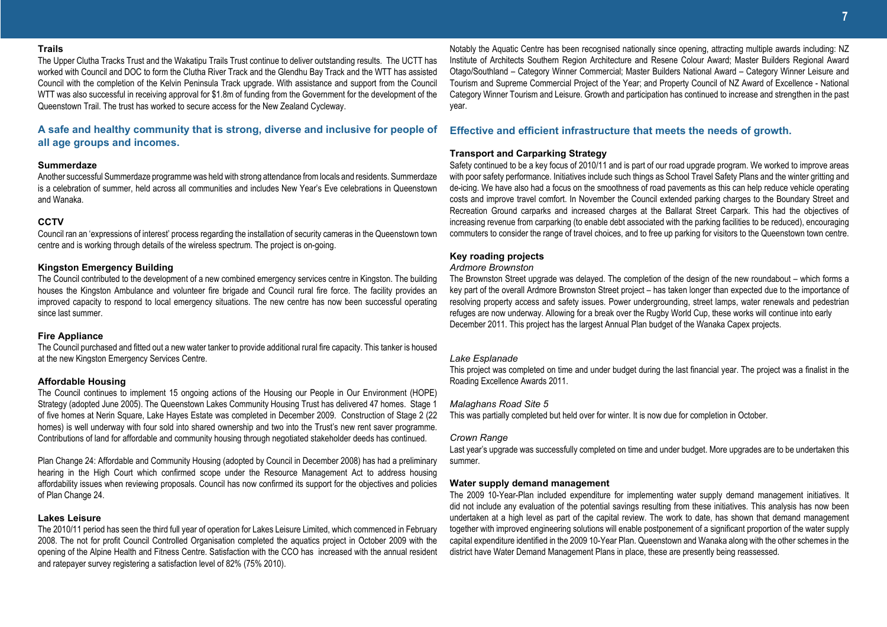### Trails

The Upper Clutha Tracks Trust and the Wakatipu Trails Trust continue to deliver outstanding results. The UCTT has worked with Council and DOC to form the Clutha River Track and the Glendhu Bay Track and the WTT has assisted Council with the completion of the Kelvin Peninsula Track upgrade. With assistance and support from the Council WTT was also successful in receiving approval for $1.8m of funding from the Government for the development of the Queenstown Trail. The trust has worked to secure access for the New Zealand Cycleway.

## A safe and healthy community that is strong, diverse and inclusive for people of all age groups and incomes.

### Summerdaze

Another successful Summerdaze programme was held with strong attendance from locals and residents. Summerdaze is a celebration of summer, held across all communities and includes New Year's Eve celebrations in Queenstown and Wanaka.

### CCTV

Council ran an 'expressions of interest' process regarding the installation of security cameras in the Queenstown town centre and is working through details of the wireless spectrum. The project is on-going.

### Kingston Emergency Building

The Council contributed to the development of a new combined emergency services centre in Kingston. The building houses the Kingston Ambulance and volunteer fire brigade and Council rural fire force. The facility provides an improved capacity to respond to local emergency situations. The new centre has now been successful operating since last summer.

### Fire Appliance

The Council purchased and fitted out a new water tanker to provide additional rural fire capacity. This tanker is housed at the new Kingston Emergency Services Centre.

### Affordable Housing

The Council continues to implement 15 ongoing actions of the Housing our People in Our Environment (HOPE) Strategy (adopted June 2005). The Queenstown Lakes Community Housing Trust has delivered 47 homes. Stage 1 of five homes at Nerin Square, Lake Hayes Estate was completed in December 2009. Construction of Stage 2 (22 homes) is well underway with four sold into shared ownership and two into the Trust's new rent saver programme. Contributions of land for affordable and community housing through negotiated stakeholder deeds has continued.

Plan Change 24: Affordable and Community Housing (adopted by Council in December 2008) has had a preliminary hearing in the High Court which confirmed scope under the Resource Management Act to address housing affordability issues when reviewing proposals. Council has now confirmed its support for the objectives and policies of Plan Change 24.

### Lakes Leisure

The 2010/11 period has seen the third full year of operation for Lakes Leisure Limited, which commenced in February 2008. The not for profit Council Controlled Organisation completed the aquatics project in October 2009 with the opening of the Alpine Health and Fitness Centre. Satisfaction with the CCO has increased with the annual resident and ratepayer survey registering a satisfaction level of 82% (75% 2010).

Notably the Aquatic Centre has been recognised nationally since opening, attracting multiple awards including: NZ Institute of Architects Southern Region Architecture and Resene Colour Award; Master Builders Regional Award Otago/Southland – Category Winner Commercial; Master Builders National Award – Category Winner Leisure and Tourism and Supreme Commercial Project of the Year; and Property Council of NZ Award of Excellence - National Category Winner Tourism and Leisure. Growth and participation has continued to increase and strengthen in the past year.

## Effective and efficient infrastructure that meets the needs of growth.

### Transport and Carparking Strategy

Safety continued to be a key focus of 2010/11 and is part of our road upgrade program. We worked to improve areas with poor safety performance. Initiatives include such things as School Travel Safety Plans and the winter gritting and de-icing. We have also had a focus on the smoothness of road pavements as this can help reduce vehicle operating costs and improve travel comfort. In November the Council extended parking charges to the Boundary Street and Recreation Ground carparks and increased charges at the Ballarat Street Carpark. This had the objectives of increasing revenue from carparking (to enable debt associated with the parking facilities to be reduced), encouraging commuters to consider the range of travel choices, and to free up parking for visitors to the Queenstown town centre.

### Key roading projects

*Ardmore Brownston*

The Brownston Street upgrade was delayed. The completion of the design of the new roundabout – which forms a key part of the overall Ardmore Brownston Street project – has taken longer than expected due to the importance of resolving property access and safety issues. Power undergrounding, street lamps, water renewals and pedestrian refuges are now underway. Allowing for a break over the Rugby World Cup, these works will continue into early December 2011. This project has the largest Annual Plan budget of the Wanaka Capex projects.

*Lake Esplanade*

This project was completed on time and under budget during the last financial year. The project was a finalist in the Roading Excellence Awards 2011.

*Malaghans Road Site 5*

This was partially completed but held over for winter. It is now due for completion in October.

*Crown Range*

Last year's upgrade was successfully completed on time and under budget. More upgrades are to be undertaken this summer.

### Water supply demand management

The 2009 10-Year-Plan included expenditure for implementing water supply demand management initiatives. It did not include any evaluation of the potential savings resulting from these initiatives. This analysis has now been undertaken at a high level as part of the capital review. The work to date, has shown that demand management together with improved engineering solutions will enable postponement of a significant proportion of the water supply capital expenditure identified in the 2009 10-Year Plan. Queenstown and Wanaka along with the other schemes in the district have Water Demand Management Plans in place, these are presently being reassessed.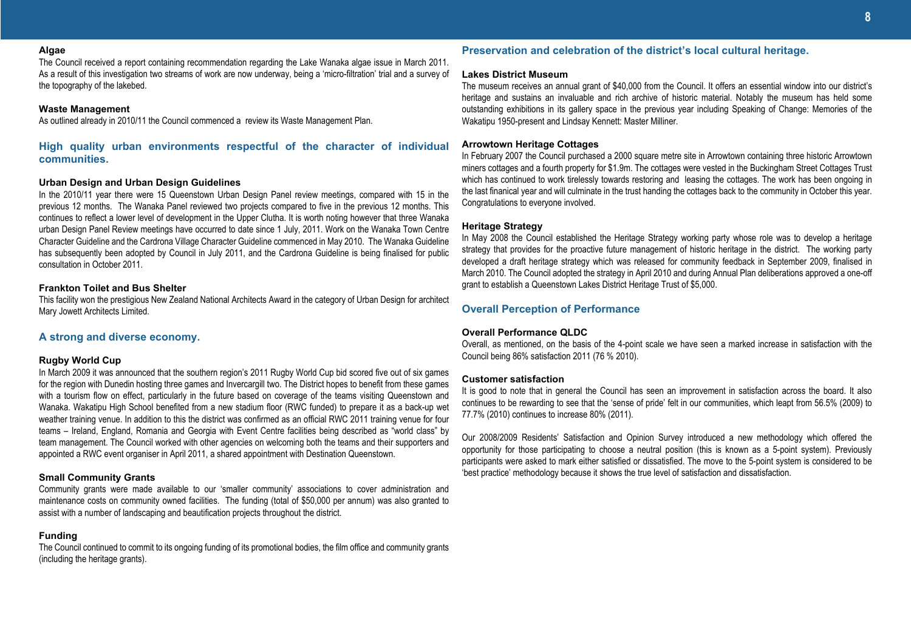### Algae

The Council received a report containing recommendation regarding the Lake Wanaka algae issue in March 2011. As a result of this investigation two streams of work are now underway, being a 'micro-filtration' trial and a survey of the topography of the lakebed.

### Waste Management

As outlined already in 2010/11 the Council commenced a review its Waste Management Plan.

## High quality urban environments respectful of the character of individual communities.

### Urban Design and Urban Design Guidelines

In the 2010/11 year there were 15 Queenstown Urban Design Panel review meetings, compared with 15 in the previous 12 months. The Wanaka Panel reviewed two projects compared to five in the previous 12 months. This continues to reflect a lower level of development in the Upper Clutha. It is worth noting however that three Wanaka urban Design Panel Review meetings have occurred to date since 1 July, 2011. Work on the Wanaka Town Centre Character Guideline and the Cardrona Village Character Guideline commenced in May 2010. The Wanaka Guideline has subsequently been adopted by Council in July 2011, and the Cardrona Guideline is being finalised for public consultation in October 2011.

### Frankton Toilet and Bus Shelter

This facility won the prestigious New Zealand National Architects Award in the category of Urban Design for architect Mary Jowett Architects Limited.

## A strong and diverse economy.

### Rugby World Cup

In March 2009 it was announced that the southern region's 2011 Rugby World Cup bid scored five out of six games for the region with Dunedin hosting three games and Invercargill two. The District hopes to benefit from these games with a tourism flow on effect, particularly in the future based on coverage of the teams visiting Queenstown and Wanaka. Wakatipu High School benefited from a new stadium floor (RWC funded) to prepare it as a back-up wet weather training venue. In addition to this the district was confirmed as an official RWC 2011 training venue for four teams – Ireland, England, Romania and Georgia with Event Centre facilities being described as "world class" by team management. The Council worked with other agencies on welcoming both the teams and their supporters and appointed a RWC event organiser in April 2011, a shared appointment with Destination Queenstown.

### Small Community Grants

Community grants were made available to our 'smaller community' associations to cover administration and maintenance costs on community owned facilities. The funding (total of $50,000 per annum) was also granted to assist with a number of landscaping and beautification projects throughout the district.

### Funding

The Council continued to commit to its ongoing funding of its promotional bodies, the film office and community grants (including the heritage grants).

## Preservation and celebration of the district's local cultural heritage.

### Lakes District Museum

The museum receives an annual grant of $40,000 from the Council. It offers an essential window into our district's heritage and sustains an invaluable and rich archive of historic material. Notably the museum has held some outstanding exhibitions in its gallery space in the previous year including Speaking of Change: Memories of the Wakatipu 1950-present and Lindsay Kennett: Master Milliner.

### Arrowtown Heritage Cottages

In February 2007 the Council purchased a 2000 square metre site in Arrowtown containing three historic Arrowtown miners cottages and a fourth property for $1.9m. The cottages were vested in the Buckingham Street Cottages Trust which has continued to work tirelessly towards restoring and leasing the cottages. The work has been ongoing in the last finanical year and will culminate in the trust handing the cottages back to the community in October this year. Congratulations to everyone involved.

### Heritage Strategy

In May 2008 the Council established the Heritage Strategy working party whose role was to develop a heritage strategy that provides for the proactive future management of historic heritage in the district. The working party developed a draft heritage strategy which was released for community feedback in September 2009, finalised in March 2010. The Council adopted the strategy in April 2010 and during Annual Plan deliberations approved a one-off grant to establish a Queenstown Lakes District Heritage Trust of $5,000.

## Overall Perception of Performance

### Overall Performance QLDC

Overall, as mentioned, on the basis of the 4-point scale we have seen a marked increase in satisfaction with the Council being 86% satisfaction 2011 (76 % 2010).

### Customer satisfaction

It is good to note that in general the Council has seen an improvement in satisfaction across the board. It also continues to be rewarding to see that the 'sense of pride' felt in our communities, which leapt from 56.5% (2009) to 77.7% (2010) continues to increase 80% (2011).

Our 2008/2009 Residents' Satisfaction and Opinion Survey introduced a new methodology which offered the opportunity for those participating to choose a neutral position (this is known as a 5-point system). Previously participants were asked to mark either satisfied or dissatisfied. The move to the 5-point system is considered to be 'best practice' methodology because it shows the true level of satisfaction and dissatisfaction.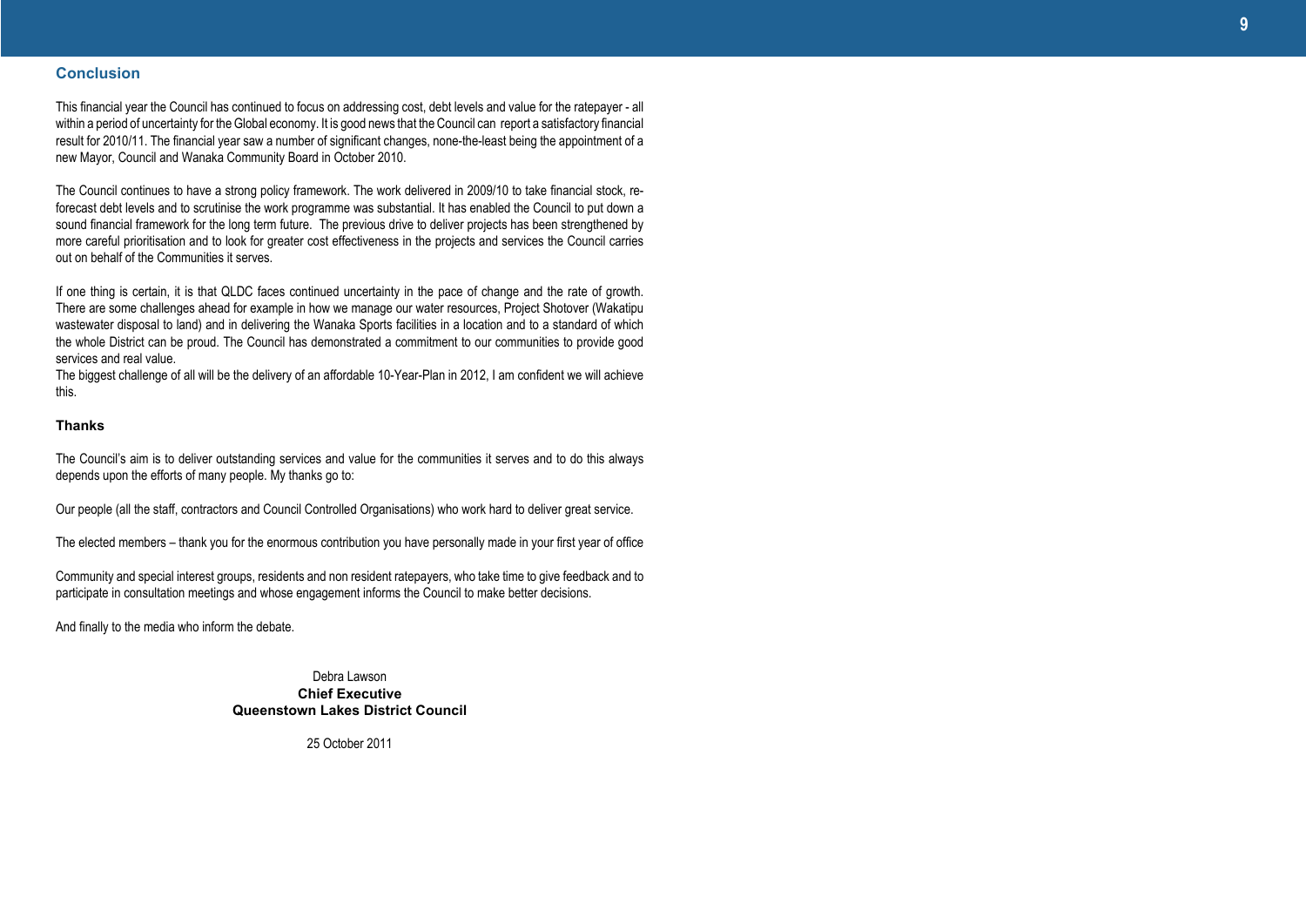## Conclusion

This financial year the Council has continued to focus on addressing cost, debt levels and value for the ratepayer - all within a period of uncertainty for the Global economy. It is good news that the Council can report a satisfactory financial result for 2010/11. The financial year saw a number of significant changes, none-the-least being the appointment of a new Mayor, Council and Wanaka Community Board in October 2010.

The Council continues to have a strong policy framework. The work delivered in 2009/10 to take financial stock, re-forecast debt levels and to scrutinise the work programme was substantial. It has enabled the Council to put down a sound financial framework for the long term future. The previous drive to deliver projects has been strengthened by more careful prioritisation and to look for greater cost effectiveness in the projects and services the Council carries out on behalf of the Communities it serves.

If one thing is certain, it is that QLDC faces continued uncertainty in the pace of change and the rate of growth. There are some challenges ahead for example in how we manage our water resources, Project Shotover (Wakatipu wastewater disposal to land) and in delivering the Wanaka Sports facilities in a location and to a standard of which the whole District can be proud. The Council has demonstrated a commitment to our communities to provide good services and real value.

The biggest challenge of all will be the delivery of an affordable 10-Year-Plan in 2012, I am confident we will achieve this.

### Thanks

The Council's aim is to deliver outstanding services and value for the communities it serves and to do this always depends upon the efforts of many people. My thanks go to:

Our people (all the staff, contractors and Council Controlled Organisations) who work hard to deliver great service.

The elected members – thank you for the enormous contribution you have personally made in your first year of office

Community and special interest groups, residents and non resident ratepayers, who take time to give feedback and to participate in consultation meetings and whose engagement informs the Council to make better decisions.

And finally to the media who inform the debate.

Debra Lawson
**Chief Executive**
**Queenstown Lakes District Council**

25 October 2011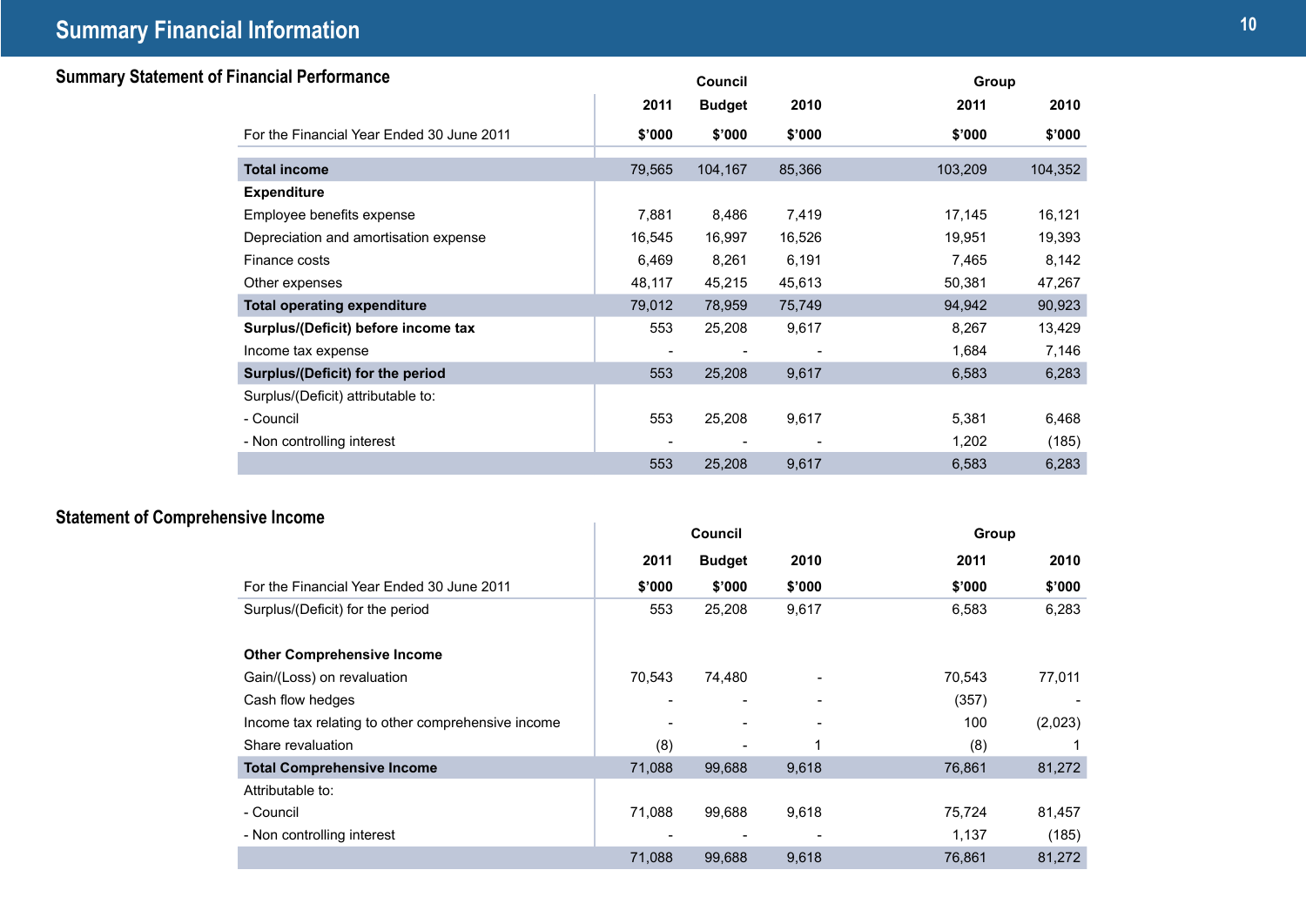# Summary Financial Information

## Summary Statement of Financial Performance

| | Council | | | Group | |
|---|---|---|---|---|---|
| | 2011 | Budget | 2010 | 2011 | 2010 |
| For the Financial Year Ended 30 June 2011 | $'000 | $'000 | $'000 | $'000 | $'000 |
| **Total income** | 79,565 | 104,167 | 85,366 | 103,209 | 104,352 |
| **Expenditure** | | | | | |
| Employee benefits expense | 7,881 | 8,486 | 7,419 | 17,145 | 16,121 |
| Depreciation and amortisation expense | 16,545 | 16,997 | 16,526 | 19,951 | 19,393 |
| Finance costs | 6,469 | 8,261 | 6,191 | 7,465 | 8,142 |
| Other expenses | 48,117 | 45,215 | 45,613 | 50,381 | 47,267 |
| **Total operating expenditure** | 79,012 | 78,959 | 75,749 | 94,942 | 90,923 |
| **Surplus/(Deficit) before income tax** | 553 | 25,208 | 9,617 | 8,267 | 13,429 |
| Income tax expense | - | - | - | 1,684 | 7,146 |
| **Surplus/(Deficit) for the period** | 553 | 25,208 | 9,617 | 6,583 | 6,283 |
| Surplus/(Deficit) attributable to: | | | | | |
| - Council | 553 | 25,208 | 9,617 | 5,381 | 6,468 |
| - Non controlling interest | - | - | - | 1,202 | (185) |
| | 553 | 25,208 | 9,617 | 6,583 | 6,283 |

## Statement of Comprehensive Income

| | Council | | | Group | |
|---|---|---|---|---|---|
| | 2011 | Budget | 2010 | 2011 | 2010 |
| For the Financial Year Ended 30 June 2011 | $'000 | $'000 | $'000 | $'000 | $'000 |
| Surplus/(Deficit) for the period | 553 | 25,208 | 9,617 | 6,583 | 6,283 |
| **Other Comprehensive Income** | | | | | |
| Gain/(Loss) on revaluation | 70,543 | 74,480 | - | 70,543 | 77,011 |
| Cash flow hedges | - | - | - | (357) | - |
| Income tax relating to other comprehensive income | - | - | - | 100 | (2,023) |
| Share revaluation | (8) | - | 1 | (8) | 1 |
| **Total Comprehensive Income** | 71,088 | 99,688 | 9,618 | 76,861 | 81,272 |
| Attributable to: | | | | | |
| - Council | 71,088 | 99,688 | 9,618 | 75,724 | 81,457 |
| - Non controlling interest | - | - | - | 1,137 | (185) |
| | 71,088 | 99,688 | 9,618 | 76,861 | 81,272 |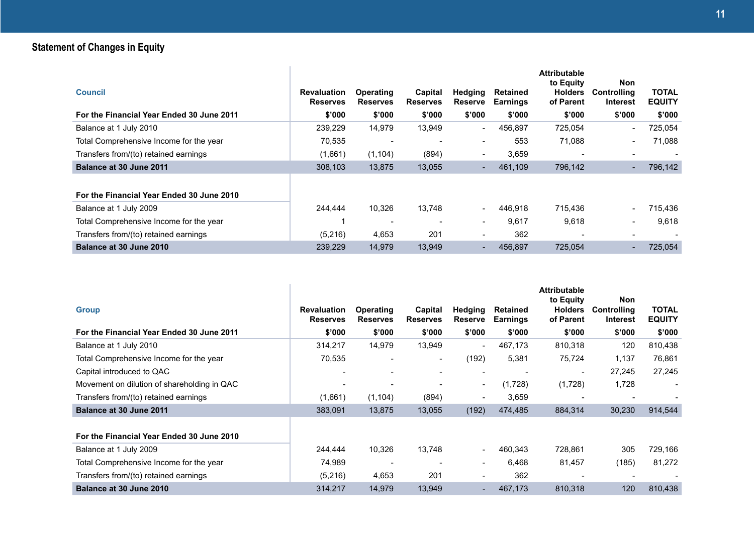## Statement of Changes in Equity

| Council | Revaluation Reserves | Operating Reserves | Capital Reserves | Hedging Reserve | Retained Earnings | Attributable to Equity Holders of Parent | Non Controlling Interest | TOTAL EQUITY |
|---|---|---|---|---|---|---|---|---|
| **For the Financial Year Ended 30 June 2011** | **$'000** | **$'000** | **$'000** | **$'000** | **$'000** | **$'000** | **$'000** | **$'000** |
| Balance at 1 July 2010 | 239,229 | 14,979 | 13,949 | - | 456,897 | 725,054 | - | 725,054 |
| Total Comprehensive Income for the year | 70,535 | - | - | - | 553 | 71,088 | - | 71,088 |
| Transfers from/(to) retained earnings | (1,661) | (1,104) | (894) | - | 3,659 | - | - | - |
| **Balance at 30 June 2011** | 308,103 | 13,875 | 13,055 | - | 461,109 | 796,142 | - | 796,142 |
| | | | | | | | | |
| **For the Financial Year Ended 30 June 2010** | | | | | | | | |
| Balance at 1 July 2009 | 244,444 | 10,326 | 13,748 | - | 446,918 | 715,436 | - | 715,436 |
| Total Comprehensive Income for the year | 1 | - | - | - | 9,617 | 9,618 | - | 9,618 |
| Transfers from/(to) retained earnings | (5,216) | 4,653 | 201 | - | 362 | - | - | - |
| **Balance at 30 June 2010** | 239,229 | 14,979 | 13,949 | - | 456,897 | 725,054 | - | 725,054 |

| Group | Revaluation Reserves | Operating Reserves | Capital Reserves | Hedging Reserve | Retained Earnings | Attributable to Equity Holders of Parent | Non Controlling Interest | TOTAL EQUITY |
|---|---|---|---|---|---|---|---|---|
| **For the Financial Year Ended 30 June 2011** | **$'000** | **$'000** | **$'000** | **$'000** | **$'000** | **$'000** | **$'000** | **$'000** |
| Balance at 1 July 2010 | 314,217 | 14,979 | 13,949 | - | 467,173 | 810,318 | 120 | 810,438 |
| Total Comprehensive Income for the year | 70,535 | - | - | (192) | 5,381 | 75,724 | 1,137 | 76,861 |
| Capital introduced to QAC | - | - | - | - | - | - | 27,245 | 27,245 |
| Movement on dilution of shareholding in QAC | - | - | - | - | (1,728) | (1,728) | 1,728 | - |
| Transfers from/(to) retained earnings | (1,661) | (1,104) | (894) | - | 3,659 | - | - | - |
| **Balance at 30 June 2011** | 383,091 | 13,875 | 13,055 | (192) | 474,485 | 884,314 | 30,230 | 914,544 |
| | | | | | | | | |
| **For the Financial Year Ended 30 June 2010** | | | | | | | | |
| Balance at 1 July 2009 | 244,444 | 10,326 | 13,748 | - | 460,343 | 728,861 | 305 | 729,166 |
| Total Comprehensive Income for the year | 74,989 | - | - | - | 6,468 | 81,457 | (185) | 81,272 |
| Transfers from/(to) retained earnings | (5,216) | 4,653 | 201 | - | 362 | - | - | - |
| **Balance at 30 June 2010** | 314,217 | 14,979 | 13,949 | - | 467,173 | 810,318 | 120 | 810,438 |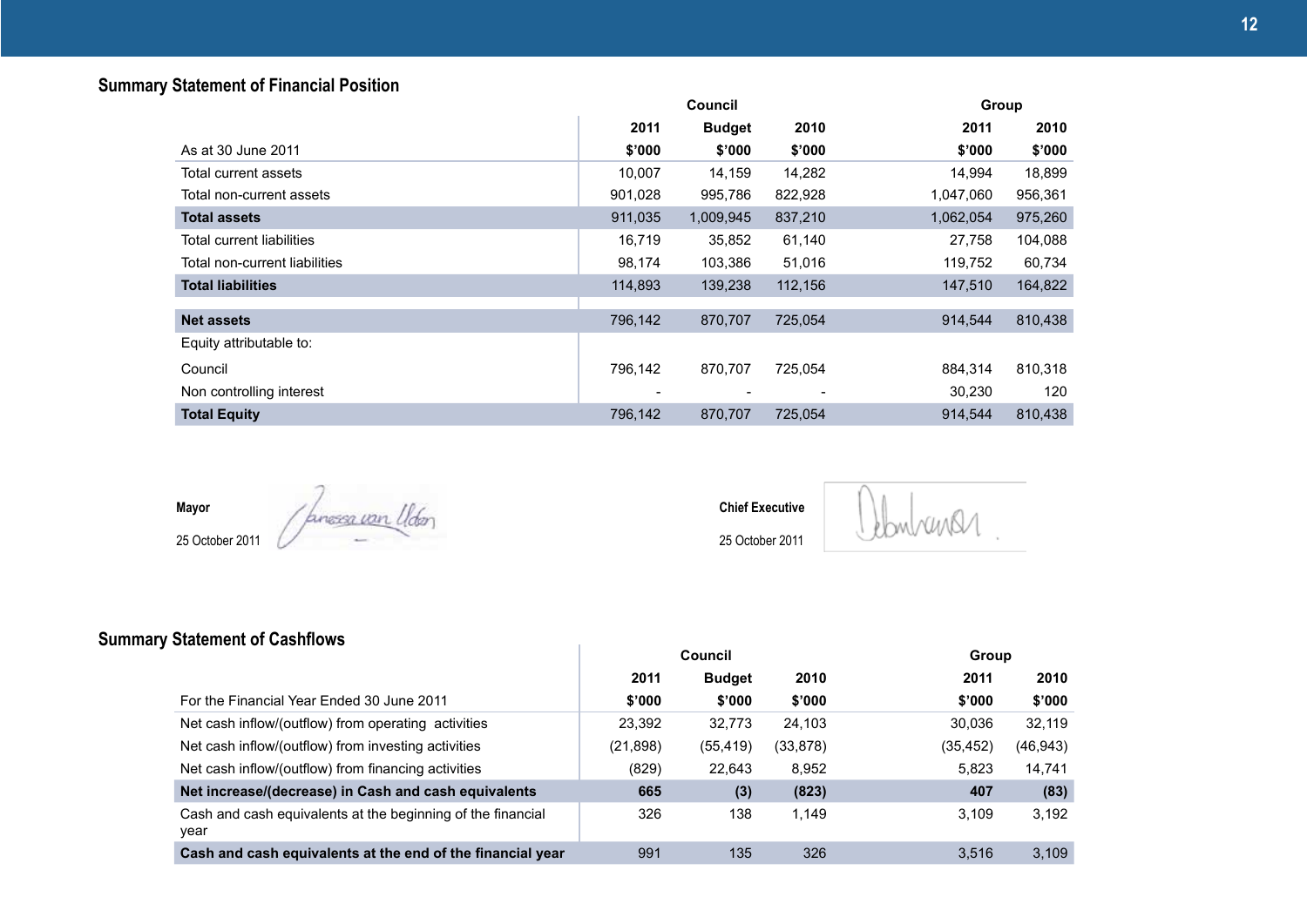## Summary Statement of Financial Position

| | Council | | | Group | |
|---|---|---|---|---|---|
| | 2011 | Budget | 2010 | 2011 | 2010 |
| As at 30 June 2011 | $'000 | $'000 | $'000 | $'000 | $'000 |
| Total current assets | 10,007 | 14,159 | 14,282 | 14,994 | 18,899 |
| Total non-current assets | 901,028 | 995,786 | 822,928 | 1,047,060 | 956,361 |
| **Total assets** | 911,035 | 1,009,945 | 837,210 | 1,062,054 | 975,260 |
| Total current liabilities | 16,719 | 35,852 | 61,140 | 27,758 | 104,088 |
| Total non-current liabilities | 98,174 | 103,386 | 51,016 | 119,752 | 60,734 |
| **Total liabilities** | 114,893 | 139,238 | 112,156 | 147,510 | 164,822 |
| **Net assets** | 796,142 | 870,707 | 725,054 | 914,544 | 810,438 |
| Equity attributable to: | | | | | |
| Council | 796,142 | 870,707 | 725,054 | 884,314 | 810,318 |
| Non controlling interest | - | - | - | 30,230 | 120 |
| **Total Equity** | 796,142 | 870,707 | 725,054 | 914,544 | 810,438 |

**Mayor**

25 October 2011

**Chief Executive**

25 October 2011

## Summary Statement of Cashflows

| | Council | | | Group | |
|---|---|---|---|---|---|
| | 2011 | Budget | 2010 | 2011 | 2010 |
| For the Financial Year Ended 30 June 2011 | $'000 | $'000 | $'000 | $'000 | $'000 |
| Net cash inflow/(outflow) from operating activities | 23,392 | 32,773 | 24,103 | 30,036 | 32,119 |
| Net cash inflow/(outflow) from investing activities | (21,898) | (55,419) | (33,878) | (35,452) | (46,943) |
| Net cash inflow/(outflow) from financing activities | (829) | 22,643 | 8,952 | 5,823 | 14,741 |
| **Net increase/(decrease) in Cash and cash equivalents** | **665** | **(3)** | **(823)** | **407** | **(83)** |
| Cash and cash equivalents at the beginning of the financial year | 326 | 138 | 1,149 | 3,109 | 3,192 |
| **Cash and cash equivalents at the end of the financial year** | 991 | 135 | 326 | 3,516 | 3,109 |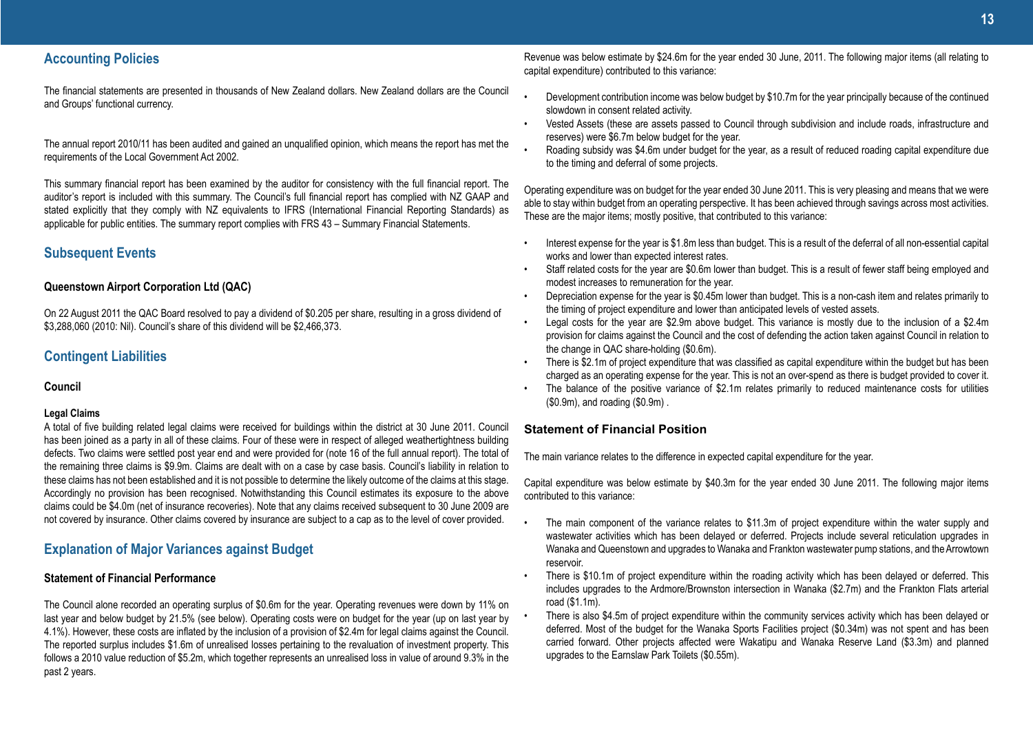## Accounting Policies

The financial statements are presented in thousands of New Zealand dollars. New Zealand dollars are the Council and Groups' functional currency.

The annual report 2010/11 has been audited and gained an unqualified opinion, which means the report has met the requirements of the Local Government Act 2002.

This summary financial report has been examined by the auditor for consistency with the full financial report. The auditor's report is included with this summary. The Council's full financial report has complied with NZ GAAP and stated explicitly that they comply with NZ equivalents to IFRS (International Financial Reporting Standards) as applicable for public entities. The summary report complies with FRS 43 – Summary Financial Statements.

## Subsequent Events

### Queenstown Airport Corporation Ltd (QAC)

On 22 August 2011 the QAC Board resolved to pay a dividend of $0.205 per share, resulting in a gross dividend of $3,288,060 (2010: Nil). Council's share of this dividend will be $2,466,373.

## Contingent Liabilities

### Council

#### Legal Claims

A total of five building related legal claims were received for buildings within the district at 30 June 2011. Council has been joined as a party in all of these claims. Four of these were in respect of alleged weathertightness building defects. Two claims were settled post year end and were provided for (note 16 of the full annual report). The total of the remaining three claims is $9.9m. Claims are dealt with on a case by case basis. Council's liability in relation to these claims has not been established and it is not possible to determine the likely outcome of the claims at this stage. Accordingly no provision has been recognised. Notwithstanding this Council estimates its exposure to the above claims could be $4.0m (net of insurance recoveries). Note that any claims received subsequent to 30 June 2009 are not covered by insurance. Other claims covered by insurance are subject to a cap as to the level of cover provided.

## Explanation of Major Variances against Budget

### Statement of Financial Performance

The Council alone recorded an operating surplus of $0.6m for the year. Operating revenues were down by 11% on last year and below budget by 21.5% (see below). Operating costs were on budget for the year (up on last year by 4.1%). However, these costs are inflated by the inclusion of a provision of $2.4m for legal claims against the Council. The reported surplus includes $1.6m of unrealised losses pertaining to the revaluation of investment property. This follows a 2010 value reduction of $5.2m, which together represents an unrealised loss in value of around 9.3% in the past 2 years.

Revenue was below estimate by $24.6m for the year ended 30 June, 2011. The following major items (all relating to capital expenditure) contributed to this variance:

- Development contribution income was below budget by $10.7m for the year principally because of the continued slowdown in consent related activity.
- Vested Assets (these are assets passed to Council through subdivision and include roads, infrastructure and reserves) were $6.7m below budget for the year.
- Roading subsidy was $4.6m under budget for the year, as a result of reduced roading capital expenditure due to the timing and deferral of some projects.

Operating expenditure was on budget for the year ended 30 June 2011. This is very pleasing and means that we were able to stay within budget from an operating perspective. It has been achieved through savings across most activities. These are the major items; mostly positive, that contributed to this variance:

- Interest expense for the year is $1.8m less than budget. This is a result of the deferral of all non-essential capital works and lower than expected interest rates.
- Staff related costs for the year are $0.6m lower than budget. This is a result of fewer staff being employed and modest increases to remuneration for the year.
- Depreciation expense for the year is $0.45m lower than budget. This is a non-cash item and relates primarily to the timing of project expenditure and lower than anticipated levels of vested assets.
- Legal costs for the year are $2.9m above budget. This variance is mostly due to the inclusion of a $2.4m provision for claims against the Council and the cost of defending the action taken against Council in relation to the change in QAC share-holding ($0.6m).
- There is $2.1m of project expenditure that was classified as capital expenditure within the budget but has been charged as an operating expense for the year. This is not an over-spend as there is budget provided to cover it.
- The balance of the positive variance of $2.1m relates primarily to reduced maintenance costs for utilities ($0.9m), and roading ($0.9m) .

### Statement of Financial Position

The main variance relates to the difference in expected capital expenditure for the year.

Capital expenditure was below estimate by $40.3m for the year ended 30 June 2011. The following major items contributed to this variance:

- The main component of the variance relates to $11.3m of project expenditure within the water supply and wastewater activities which has been delayed or deferred. Projects include several reticulation upgrades in Wanaka and Queenstown and upgrades to Wanaka and Frankton wastewater pump stations, and the Arrowtown reservoir.
- There is $10.1m of project expenditure within the roading activity which has been delayed or deferred. This includes upgrades to the Ardmore/Brownston intersection in Wanaka ($2.7m) and the Frankton Flats arterial road ($1.1m).
- There is also $4.5m of project expenditure within the community services activity which has been delayed or deferred. Most of the budget for the Wanaka Sports Facilities project ($0.34m) was not spent and has been carried forward. Other projects affected were Wakatipu and Wanaka Reserve Land ($3.3m) and planned upgrades to the Earnslaw Park Toilets ($0.55m).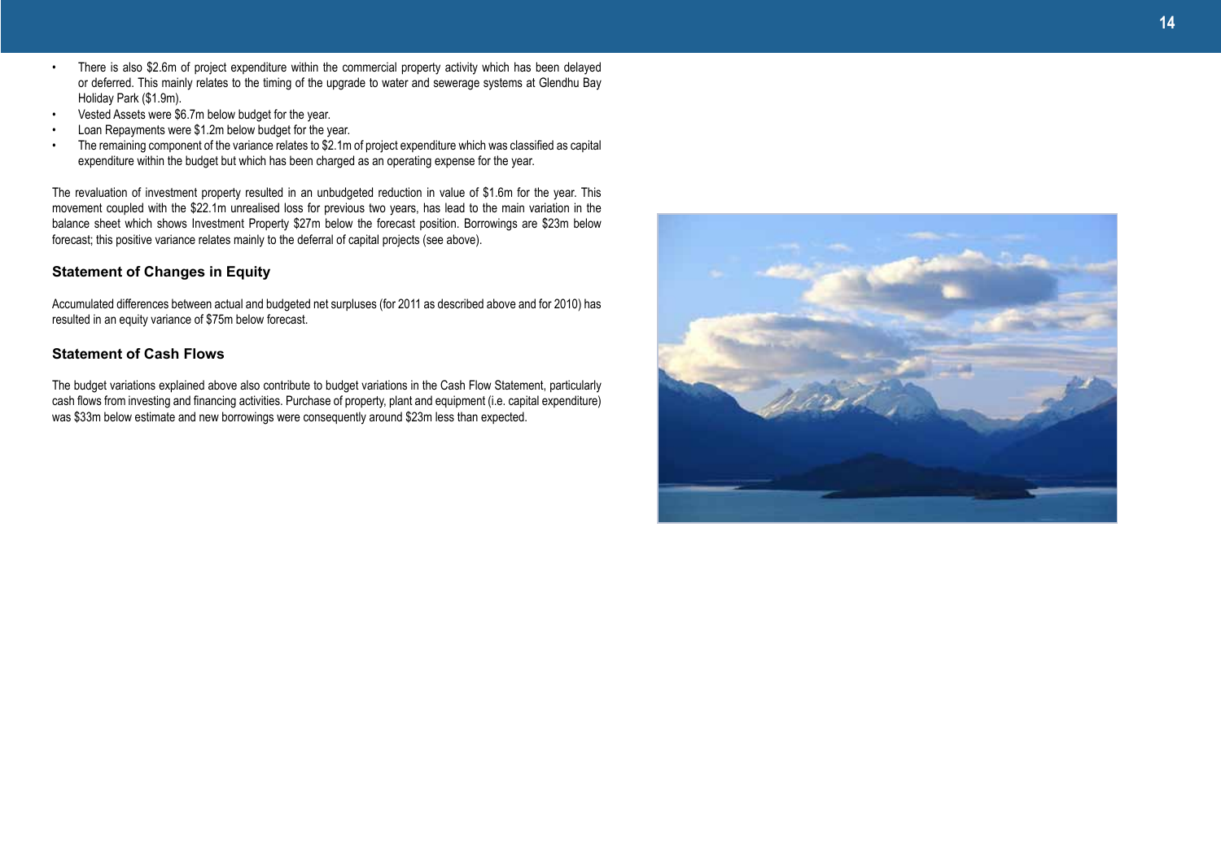- There is also $2.6m of project expenditure within the commercial property activity which has been delayed or deferred. This mainly relates to the timing of the upgrade to water and sewerage systems at Glendhu Bay Holiday Park ($1.9m).
- Vested Assets were $6.7m below budget for the year.
- Loan Repayments were $1.2m below budget for the year.
- The remaining component of the variance relates to $2.1m of project expenditure which was classified as capital expenditure within the budget but which has been charged as an operating expense for the year.

The revaluation of investment property resulted in an unbudgeted reduction in value of $1.6m for the year. This movement coupled with the $22.1m unrealised loss for previous two years, has lead to the main variation in the balance sheet which shows Investment Property $27m below the forecast position. Borrowings are $23m below forecast; this positive variance relates mainly to the deferral of capital projects (see above).

### Statement of Changes in Equity

Accumulated differences between actual and budgeted net surpluses (for 2011 as described above and for 2010) has resulted in an equity variance of $75m below forecast.

### Statement of Cash Flows

The budget variations explained above also contribute to budget variations in the Cash Flow Statement, particularly cash flows from investing and financing activities. Purchase of property, plant and equipment (i.e. capital expenditure) was $33m below estimate and new borrowings were consequently around $23m less than expected.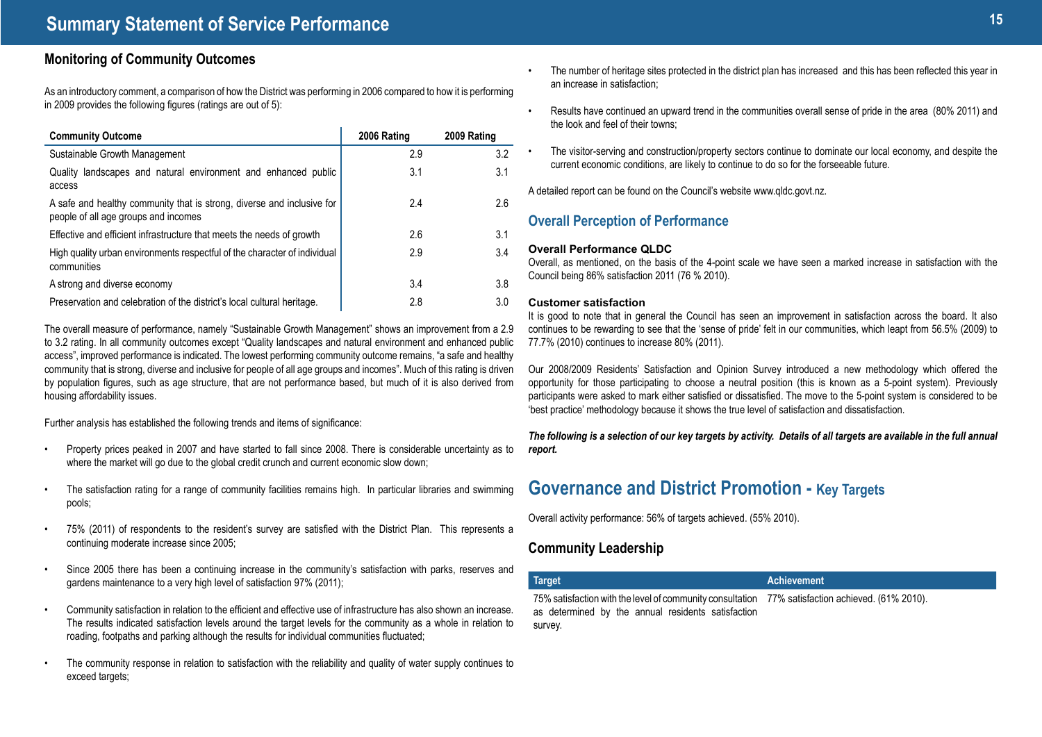# Summary Statement of Service Performance

## Monitoring of Community Outcomes

As an introductory comment, a comparison of how the District was performing in 2006 compared to how it is performing in 2009 provides the following figures (ratings are out of 5):

| Community Outcome | 2006 Rating | 2009 Rating |
|---|---|---|
| Sustainable Growth Management | 2.9 | 3.2 |
| Quality landscapes and natural environment and enhanced public access | 3.1 | 3.1 |
| A safe and healthy community that is strong, diverse and inclusive for people of all age groups and incomes | 2.4 | 2.6 |
| Effective and efficient infrastructure that meets the needs of growth | 2.6 | 3.1 |
| High quality urban environments respectful of the character of individual communities | 2.9 | 3.4 |
| A strong and diverse economy | 3.4 | 3.8 |
| Preservation and celebration of the district's local cultural heritage. | 2.8 | 3.0 |

The overall measure of performance, namely "Sustainable Growth Management" shows an improvement from a 2.9 to 3.2 rating. In all community outcomes except "Quality landscapes and natural environment and enhanced public access", improved performance is indicated. The lowest performing community outcome remains, "a safe and healthy community that is strong, diverse and inclusive for people of all age groups and incomes". Much of this rating is driven by population figures, such as age structure, that are not performance based, but much of it is also derived from housing affordability issues.

Further analysis has established the following trends and items of significance:

- Property prices peaked in 2007 and have started to fall since 2008. There is considerable uncertainty as to where the market will go due to the global credit crunch and current economic slow down;
- The satisfaction rating for a range of community facilities remains high. In particular libraries and swimming pools;
- 75% (2011) of respondents to the resident's survey are satisfied with the District Plan. This represents a continuing moderate increase since 2005;
- Since 2005 there has been a continuing increase in the community's satisfaction with parks, reserves and gardens maintenance to a very high level of satisfaction 97% (2011);
- Community satisfaction in relation to the efficient and effective use of infrastructure has also shown an increase. The results indicated satisfaction levels around the target levels for the community as a whole in relation to roading, footpaths and parking although the results for individual communities fluctuated;
- The community response in relation to satisfaction with the reliability and quality of water supply continues to exceed targets;
- The number of heritage sites protected in the district plan has increased and this has been reflected this year in an increase in satisfaction;
- Results have continued an upward trend in the communities overall sense of pride in the area (80% 2011) and the look and feel of their towns;
- The visitor-serving and construction/property sectors continue to dominate our local economy, and despite the current economic conditions, are likely to continue to do so for the forseeable future.

A detailed report can be found on the Council's website www.qldc.govt.nz.

## Overall Perception of Performance

### Overall Performance QLDC

Overall, as mentioned, on the basis of the 4-point scale we have seen a marked increase in satisfaction with the Council being 86% satisfaction 2011 (76 % 2010).

### Customer satisfaction

It is good to note that in general the Council has seen an improvement in satisfaction across the board. It also continues to be rewarding to see that the 'sense of pride' felt in our communities, which leapt from 56.5% (2009) to 77.7% (2010) continues to increase 80% (2011).

Our 2008/2009 Residents' Satisfaction and Opinion Survey introduced a new methodology which offered the opportunity for those participating to choose a neutral position (this is known as a 5-point system). Previously participants were asked to mark either satisfied or dissatisfied. The move to the 5-point system is considered to be 'best practice' methodology because it shows the true level of satisfaction and dissatisfaction.

***The following is a selection of our key targets by activity. Details of all targets are available in the full annual report.***

## Governance and District Promotion - Key Targets

Overall activity performance: 56% of targets achieved. (55% 2010).

### Community Leadership

| Target | Achievement |
|---|---|
| 75% satisfaction with the level of community consultation as determined by the annual residents satisfaction survey. | 77% satisfaction achieved. (61% 2010). |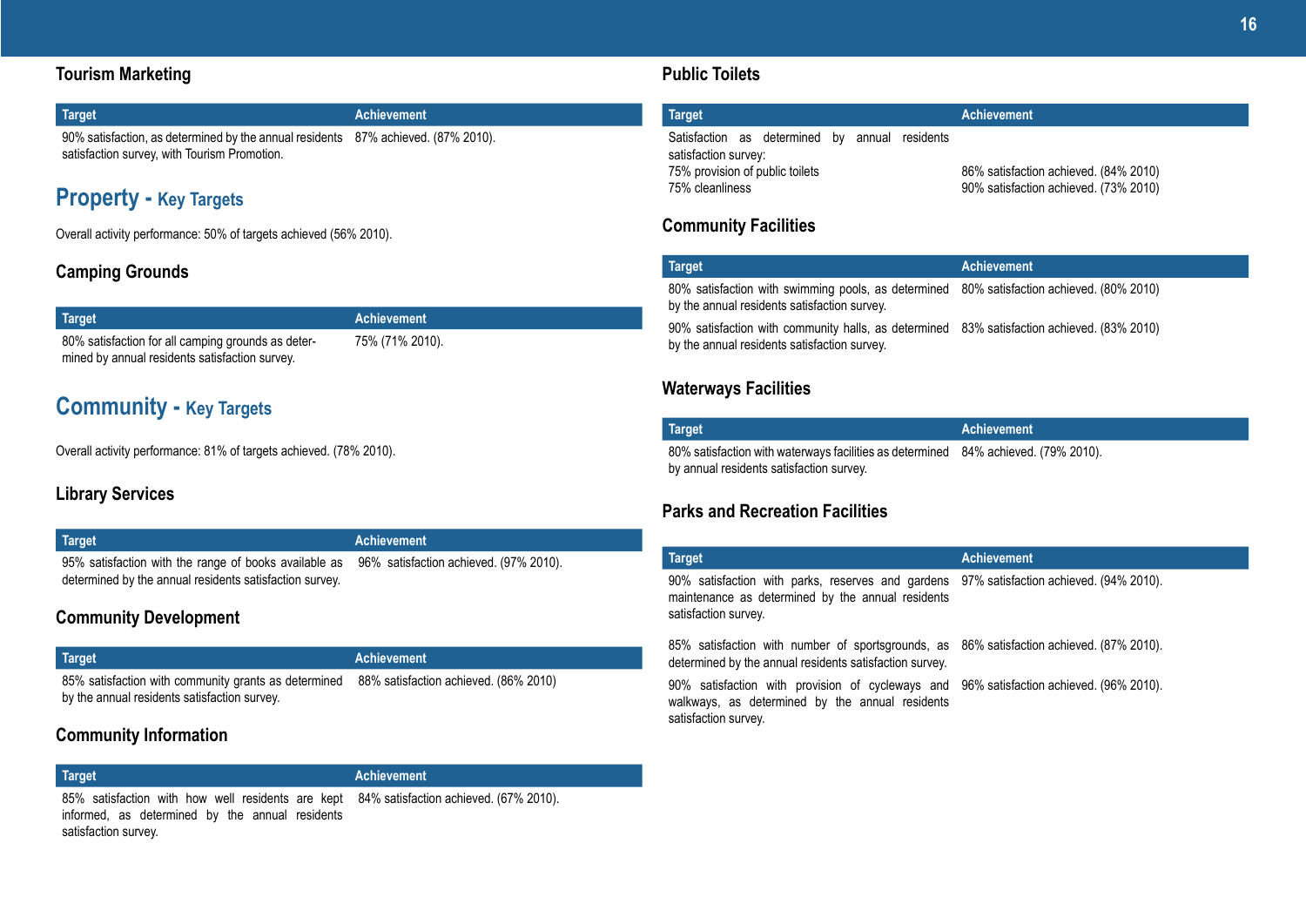### Tourism Marketing

| Target | Achievement |
|---|---|
| 90% satisfaction, as determined by the annual residents satisfaction survey, with Tourism Promotion. | 87% achieved. (87% 2010). |

## Property - Key Targets

Overall activity performance: 50% of targets achieved (56% 2010).

### Camping Grounds

| Target | Achievement |
|---|---|
| 80% satisfaction for all camping grounds as determined by annual residents satisfaction survey. | 75% (71% 2010). |

## Community - Key Targets

Overall activity performance: 81% of targets achieved. (78% 2010).

### Library Services

| Target | Achievement |
|---|---|
| 95% satisfaction with the range of books available as determined by the annual residents satisfaction survey. | 96% satisfaction achieved. (97% 2010). |

### Community Development

| Target | Achievement |
|---|---|
| 85% satisfaction with community grants as determined by the annual residents satisfaction survey. | 88% satisfaction achieved. (86% 2010) |

### Community Information

| Target | Achievement |
|---|---|
| 85% satisfaction with how well residents are kept informed, as determined by the annual residents satisfaction survey. | 84% satisfaction achieved. (67% 2010). |

### Public Toilets

| Target | Achievement |
|---|---|
| Satisfaction as determined by annual residents satisfaction survey: | |
| 75% provision of public toilets | 86% satisfaction achieved. (84% 2010) |
| 75% cleanliness | 90% satisfaction achieved. (73% 2010) |

### Community Facilities

| Target | Achievement |
|---|---|
| 80% satisfaction with swimming pools, as determined by the annual residents satisfaction survey. | 80% satisfaction achieved. (80% 2010) |
| 90% satisfaction with community halls, as determined by the annual residents satisfaction survey. | 83% satisfaction achieved. (83% 2010) |

### Waterways Facilities

| Target | Achievement |
|---|---|
| 80% satisfaction with waterways facilities as determined by annual residents satisfaction survey. | 84% achieved. (79% 2010). |

### Parks and Recreation Facilities

| Target | Achievement |
|---|---|
| 90% satisfaction with parks, reserves and gardens maintenance as determined by the annual residents satisfaction survey. | 97% satisfaction achieved. (94% 2010). |
| 85% satisfaction with number of sportsgrounds, as determined by the annual residents satisfaction survey. | 86% satisfaction achieved. (87% 2010). |
| 90% satisfaction with provision of cycleways and walkways, as determined by the annual residents satisfaction survey. | 96% satisfaction achieved. (96% 2010). |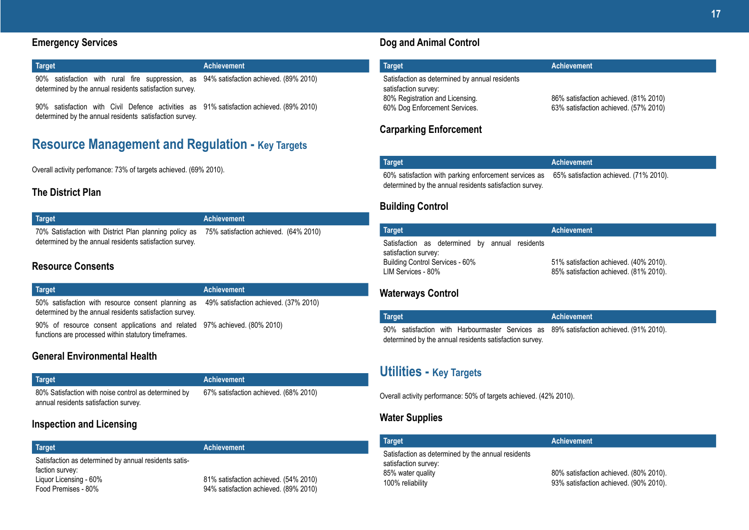### Emergency Services

| Target | Achievement |
|---|---|
| 90% satisfaction with rural fire suppression, as determined by the annual residents satisfaction survey. | 94% satisfaction achieved. (89% 2010) |
| 90% satisfaction with Civil Defence activities as determined by the annual residents satisfaction survey. | 91% satisfaction achieved. (89% 2010) |

## Resource Management and Regulation - Key Targets

Overall activity perfomance: 73% of targets achieved. (69% 2010).

### The District Plan

| Target | Achievement |
|---|---|
| 70% Satisfaction with District Plan planning policy as determined by the annual residents satisfaction survey. | 75% satisfaction achieved. (64% 2010) |

### Resource Consents

| Target | Achievement |
|---|---|
| 50% satisfaction with resource consent planning as determined by the annual residents satisfaction survey. | 49% satisfaction achieved. (37% 2010) |
| 90% of resource consent applications and related functions are processed within statutory timeframes. | 97% achieved. (80% 2010) |

### General Environmental Health

| Target | Achievement |
|---|---|
| 80% Satisfaction with noise control as determined by annual residents satisfaction survey. | 67% satisfaction achieved. (68% 2010) |

### Inspection and Licensing

| Target | Achievement |
|---|---|
| Satisfaction as determined by annual residents satisfaction survey: | |
| Liquor Licensing - 60% | 81% satisfaction achieved. (54% 2010) |
| Food Premises - 80% | 94% satisfaction achieved. (89% 2010) |

### Dog and Animal Control

| Target | Achievement |
|---|---|
| Satisfaction as determined by annual residents satisfaction survey: | |
| 80% Registration and Licensing. | 86% satisfaction achieved. (81% 2010) |
| 60% Dog Enforcement Services. | 63% satisfaction achieved. (57% 2010) |

### Carparking Enforcement

| Target | Achievement |
|---|---|
| 60% satisfaction with parking enforcement services as determined by the annual residents satisfaction survey. | 65% satisfaction achieved. (71% 2010). |

### Building Control

| Target | Achievement |
|---|---|
| Satisfaction as determined by annual residents satisfaction survey: | |
| Building Control Services - 60% | 51% satisfaction achieved. (40% 2010). |
| LIM Services - 80% | 85% satisfaction achieved. (81% 2010). |

### Waterways Control

| Target | Achievement |
|---|---|
| 90% satisfaction with Harbourmaster Services as determined by the annual residents satisfaction survey. | 89% satisfaction achieved. (91% 2010). |

## Utilities - Key Targets

Overall activity performance: 50% of targets achieved. (42% 2010).

### Water Supplies

| Target | Achievement |
|---|---|
| Satisfaction as determined by the annual residents satisfaction survey: | |
| 85% water quality | 80% satisfaction achieved. (80% 2010). |
| 100% reliability | 93% satisfaction achieved. (90% 2010). |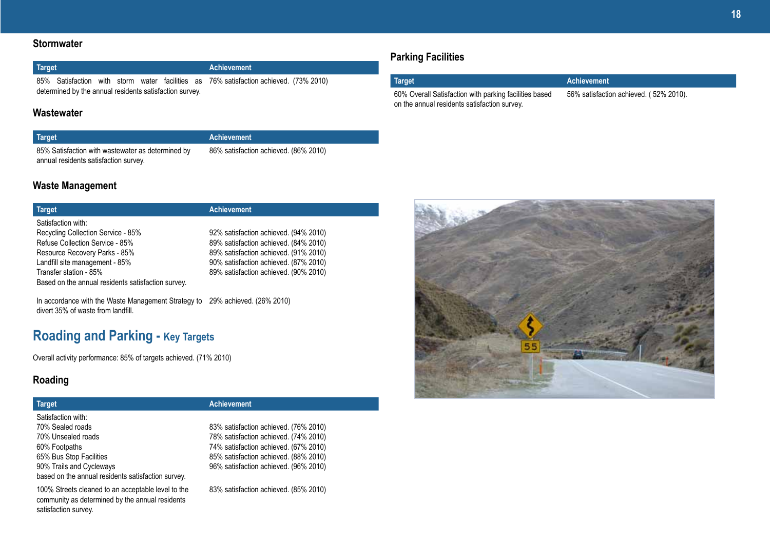## Stormwater

| Target | Achievement |
|---|---|
| 85% Satisfaction with storm water facilities as determined by the annual residents satisfaction survey. | 76% satisfaction achieved. (73% 2010) |

## Wastewater

| Target | Achievement |
|---|---|
| 85% Satisfaction with wastewater as determined by annual residents satisfaction survey. | 86% satisfaction achieved. (86% 2010) |

## Waste Management

| Target | Achievement |
|---|---|
| Satisfaction with: | |
| Recycling Collection Service - 85% | 92% satisfaction achieved. (94% 2010) |
| Refuse Collection Service - 85% | 89% satisfaction achieved. (84% 2010) |
| Resource Recovery Parks - 85% | 89% satisfaction achieved. (91% 2010) |
| Landfill site management - 85% | 90% satisfaction achieved. (87% 2010) |
| Transfer station - 85% | 89% satisfaction achieved. (90% 2010) |
| Based on the annual residents satisfaction survey. | |
| In accordance with the Waste Management Strategy to divert 35% of waste from landfill. | 29% achieved. (26% 2010) |

# Roading and Parking - Key Targets

Overall activity performance: 85% of targets achieved. (71% 2010)

## Roading

| Target | Achievement |
|---|---|
| Satisfaction with: | |
| 70% Sealed roads | 83% satisfaction achieved. (76% 2010) |
| 70% Unsealed roads | 78% satisfaction achieved. (74% 2010) |
| 60% Footpaths | 74% satisfaction achieved. (67% 2010) |
| 65% Bus Stop Facilities | 85% satisfaction achieved. (88% 2010) |
| 90% Trails and Cycleways | 96% satisfaction achieved. (96% 2010) |
| based on the annual residents satisfaction survey. | |
| 100% Streets cleaned to an acceptable level to the community as determined by the annual residents satisfaction survey. | 83% satisfaction achieved. (85% 2010) |

## Parking Facilities

| Target | Achievement |
|---|---|
| 60% Overall Satisfaction with parking facilities based on the annual residents satisfaction survey. | 56% satisfaction achieved. ( 52% 2010). |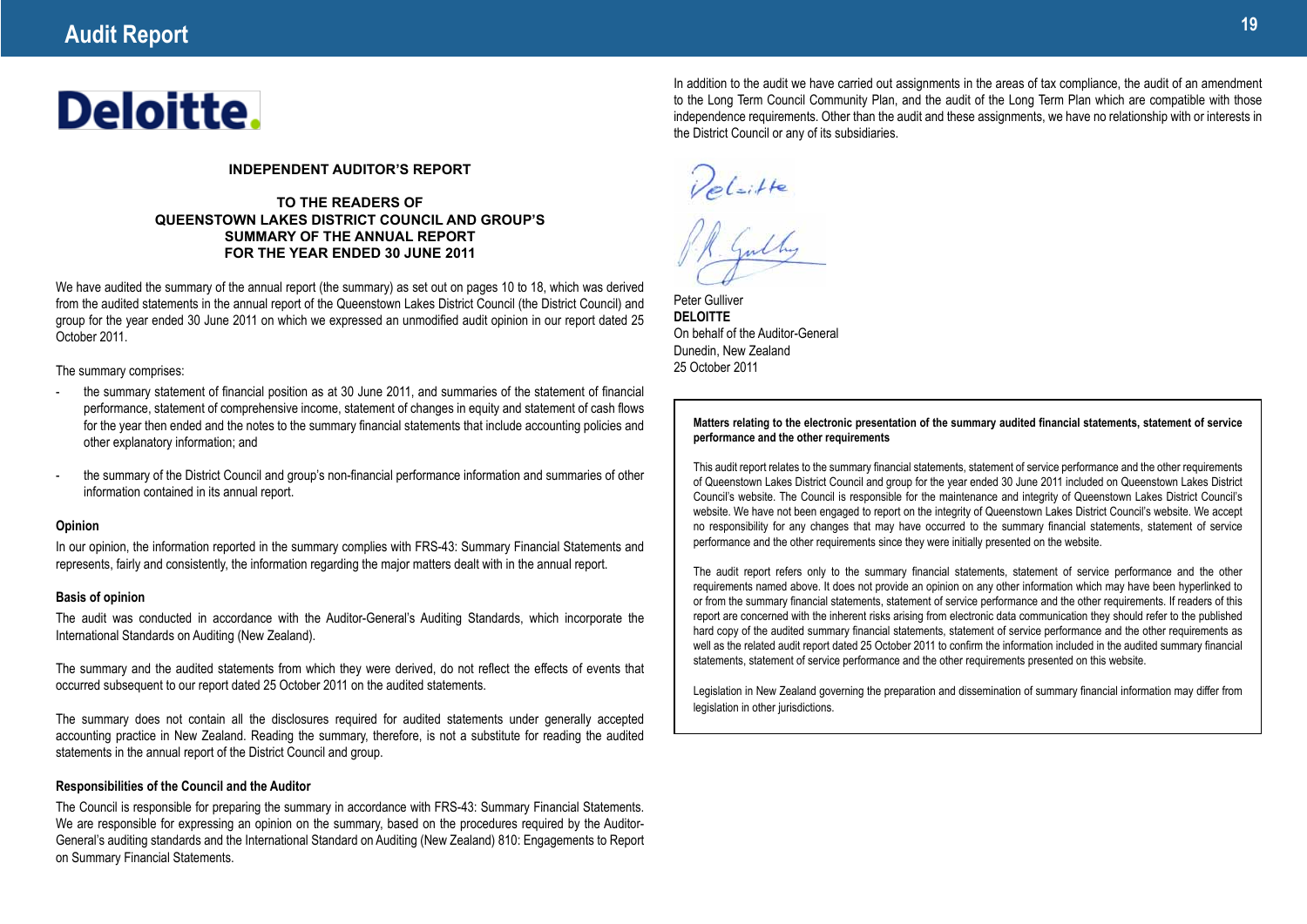# Audit Report

**Deloitte.**

### INDEPENDENT AUDITOR'S REPORT

### TO THE READERS OF QUEENSTOWN LAKES DISTRICT COUNCIL AND GROUP'S SUMMARY OF THE ANNUAL REPORT FOR THE YEAR ENDED 30 JUNE 2011

We have audited the summary of the annual report (the summary) as set out on pages 10 to 18, which was derived from the audited statements in the annual report of the Queenstown Lakes District Council (the District Council) and group for the year ended 30 June 2011 on which we expressed an unmodified audit opinion in our report dated 25 October 2011.

The summary comprises:

- the summary statement of financial position as at 30 June 2011, and summaries of the statement of financial performance, statement of comprehensive income, statement of changes in equity and statement of cash flows for the year then ended and the notes to the summary financial statements that include accounting policies and other explanatory information; and
- the summary of the District Council and group's non-financial performance information and summaries of other information contained in its annual report.

#### Opinion

In our opinion, the information reported in the summary complies with FRS-43: Summary Financial Statements and represents, fairly and consistently, the information regarding the major matters dealt with in the annual report.

#### Basis of opinion

The audit was conducted in accordance with the Auditor-General's Auditing Standards, which incorporate the International Standards on Auditing (New Zealand).

The summary and the audited statements from which they were derived, do not reflect the effects of events that occurred subsequent to our report dated 25 October 2011 on the audited statements.

The summary does not contain all the disclosures required for audited statements under generally accepted accounting practice in New Zealand. Reading the summary, therefore, is not a substitute for reading the audited statements in the annual report of the District Council and group.

#### Responsibilities of the Council and the Auditor

The Council is responsible for preparing the summary in accordance with FRS-43: Summary Financial Statements. We are responsible for expressing an opinion on the summary, based on the procedures required by the Auditor-General's auditing standards and the International Standard on Auditing (New Zealand) 810: Engagements to Report on Summary Financial Statements.

In addition to the audit we have carried out assignments in the areas of tax compliance, the audit of an amendment to the Long Term Council Community Plan, and the audit of the Long Term Plan which are compatible with those independence requirements. Other than the audit and these assignments, we have no relationship with or interests in the District Council or any of its subsidiaries.

Peter Gulliver
**DELOITTE**
On behalf of the Auditor-General
Dunedin, New Zealand
25 October 2011

**Matters relating to the electronic presentation of the summary audited financial statements, statement of service performance and the other requirements**

This audit report relates to the summary financial statements, statement of service performance and the other requirements of Queenstown Lakes District Council and group for the year ended 30 June 2011 included on Queenstown Lakes District Council's website. The Council is responsible for the maintenance and integrity of Queenstown Lakes District Council's website. We have not been engaged to report on the integrity of Queenstown Lakes District Council's website. We accept no responsibility for any changes that may have occurred to the summary financial statements, statement of service performance and the other requirements since they were initially presented on the website.

The audit report refers only to the summary financial statements, statement of service performance and the other requirements named above. It does not provide an opinion on any other information which may have been hyperlinked to or from the summary financial statements, statement of service performance and the other requirements. If readers of this report are concerned with the inherent risks arising from electronic data communication they should refer to the published hard copy of the audited summary financial statements, statement of service performance and the other requirements as well as the related audit report dated 25 October 2011 to confirm the information included in the audited summary financial statements, statement of service performance and the other requirements presented on this website.

Legislation in New Zealand governing the preparation and dissemination of summary financial information may differ from legislation in other jurisdictions.